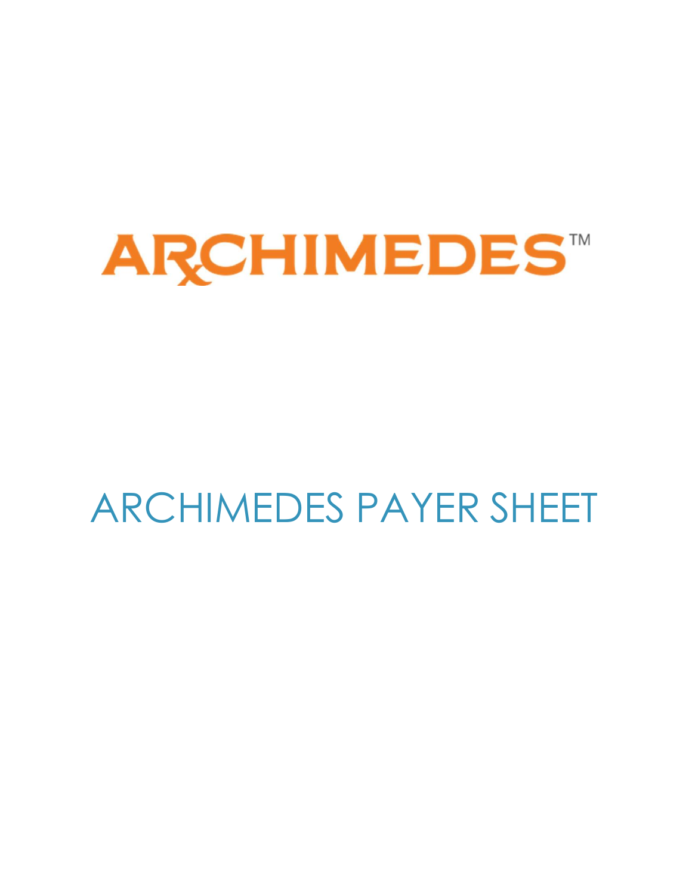# ARCHIMEDES™

## ARCHIMEDES PAYER SHEET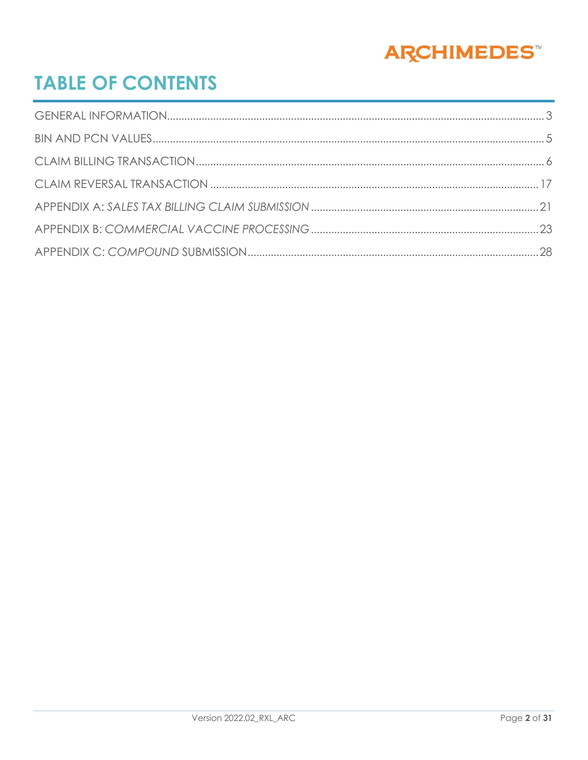# TABLE OF CONTENTS

| | |
|---|---|
| GENERAL INFORMATION | 3 |
| BIN AND PCN VALUES | 5 |
| CLAIM BILLING TRANSACTION | 6 |
| CLAIM REVERSAL TRANSACTION | 17 |
| APPENDIX A: *SALES TAX BILLING CLAIM SUBMISSION* | 21 |
| APPENDIX B: *COMMERCIAL VACCINE PROCESSING* | 23 |
| APPENDIX C: *COMPOUND* SUBMISSION | 28 |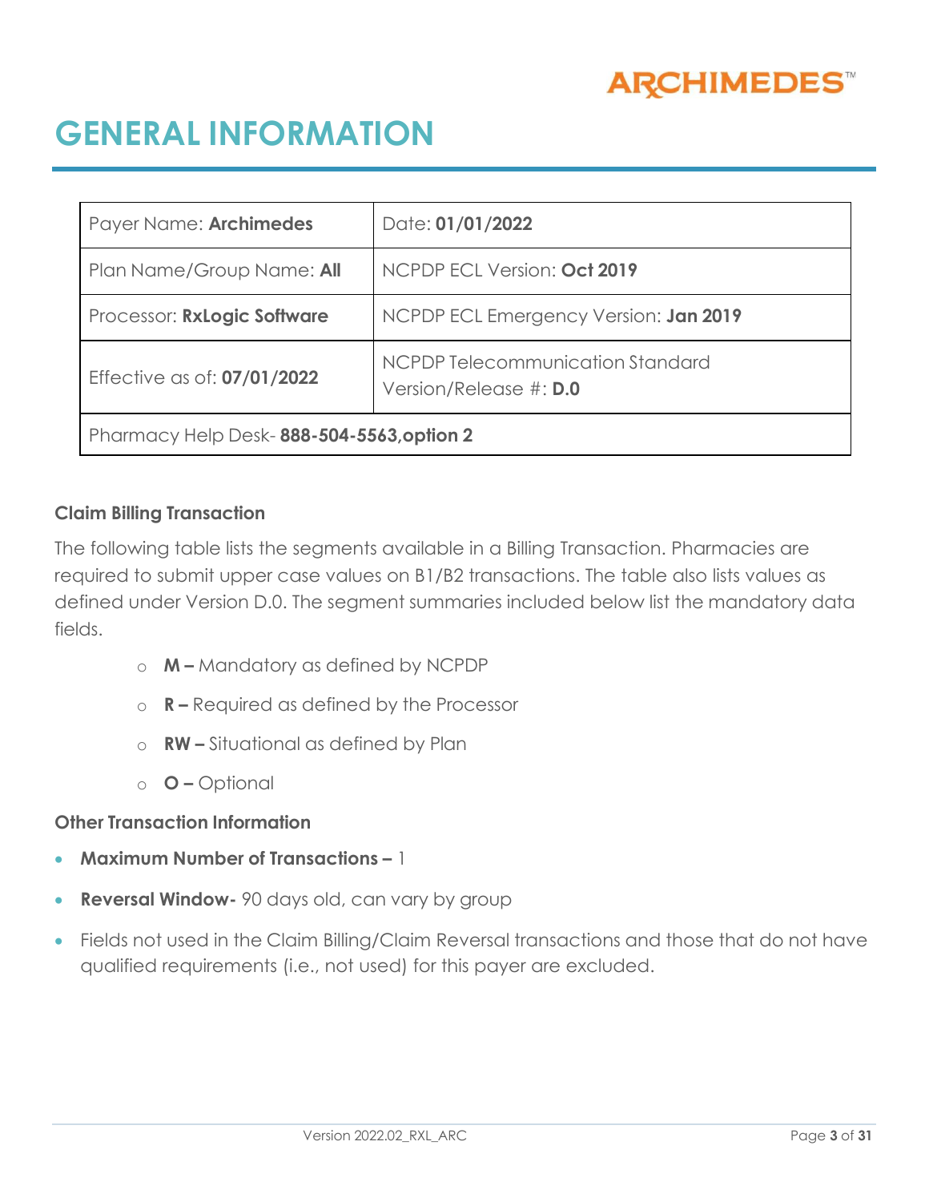# GENERAL INFORMATION

| Payer Name: **Archimedes** | Date: **01/01/2022** |
|---|---|
| Plan Name/Group Name: **All** | NCPDP ECL Version: **Oct 2019** |
| Processor: **RxLogic Software** | NCPDP ECL Emergency Version: **Jan 2019** |
| Effective as of: **07/01/2022** | NCPDP Telecommunication Standard Version/Release #: **D.0** |
| Pharmacy Help Desk- **888-504-5563,option 2** | |

### Claim Billing Transaction

The following table lists the segments available in a Billing Transaction. Pharmacies are required to submit upper case values on B1/B2 transactions. The table also lists values as defined under Version D.0. The segment summaries included below list the mandatory data fields.

- **M –** Mandatory as defined by NCPDP
- **R –** Required as defined by the Processor
- **RW –** Situational as defined by Plan
- **O –** Optional

### Other Transaction Information

- **Maximum Number of Transactions –** 1
- **Reversal Window-** 90 days old, can vary by group
- Fields not used in the Claim Billing/Claim Reversal transactions and those that do not have qualified requirements (i.e., not used) for this payer are excluded.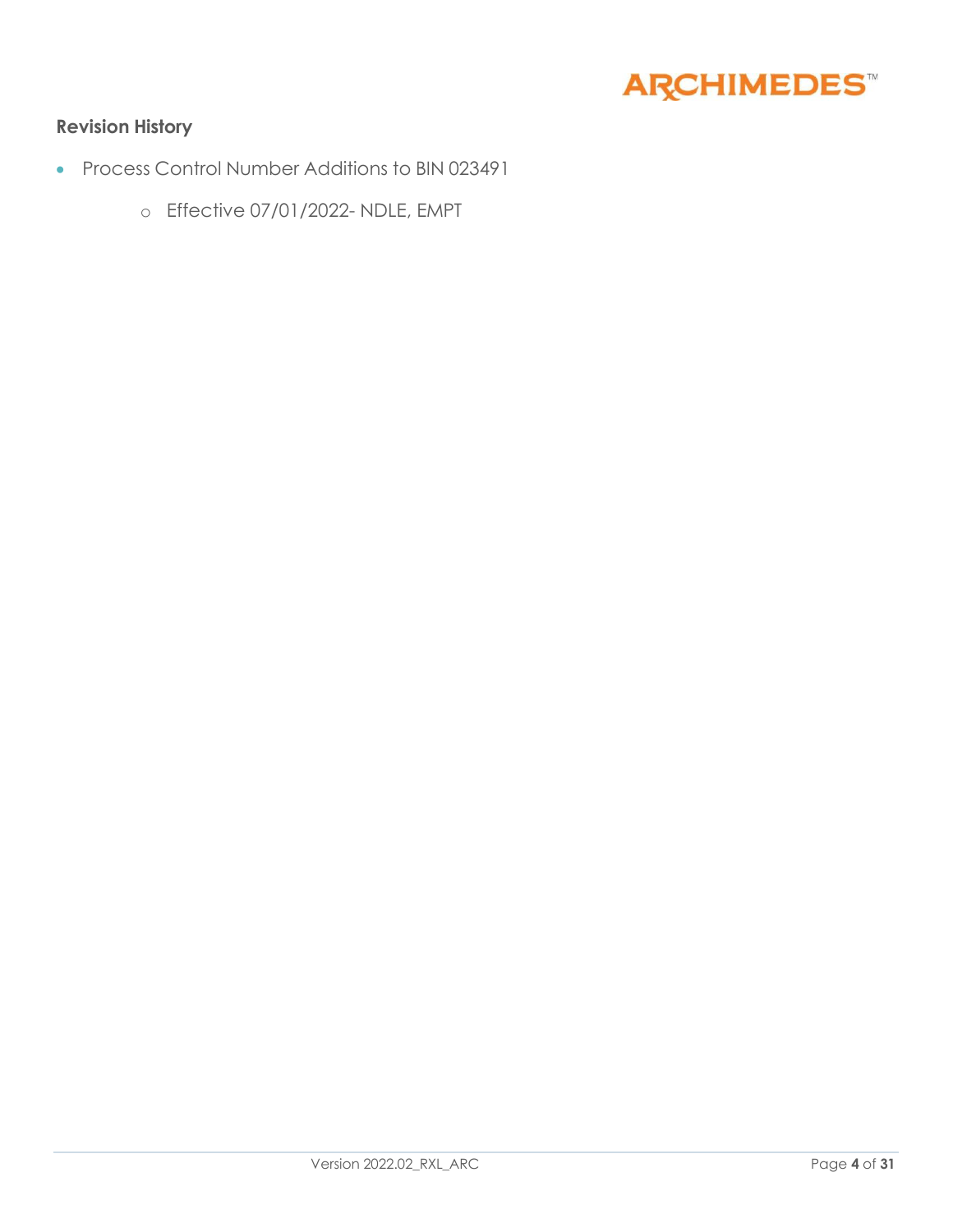## Revision History

- Process Control Number Additions to BIN 023491
    - Effective 07/01/2022- NDLE, EMPT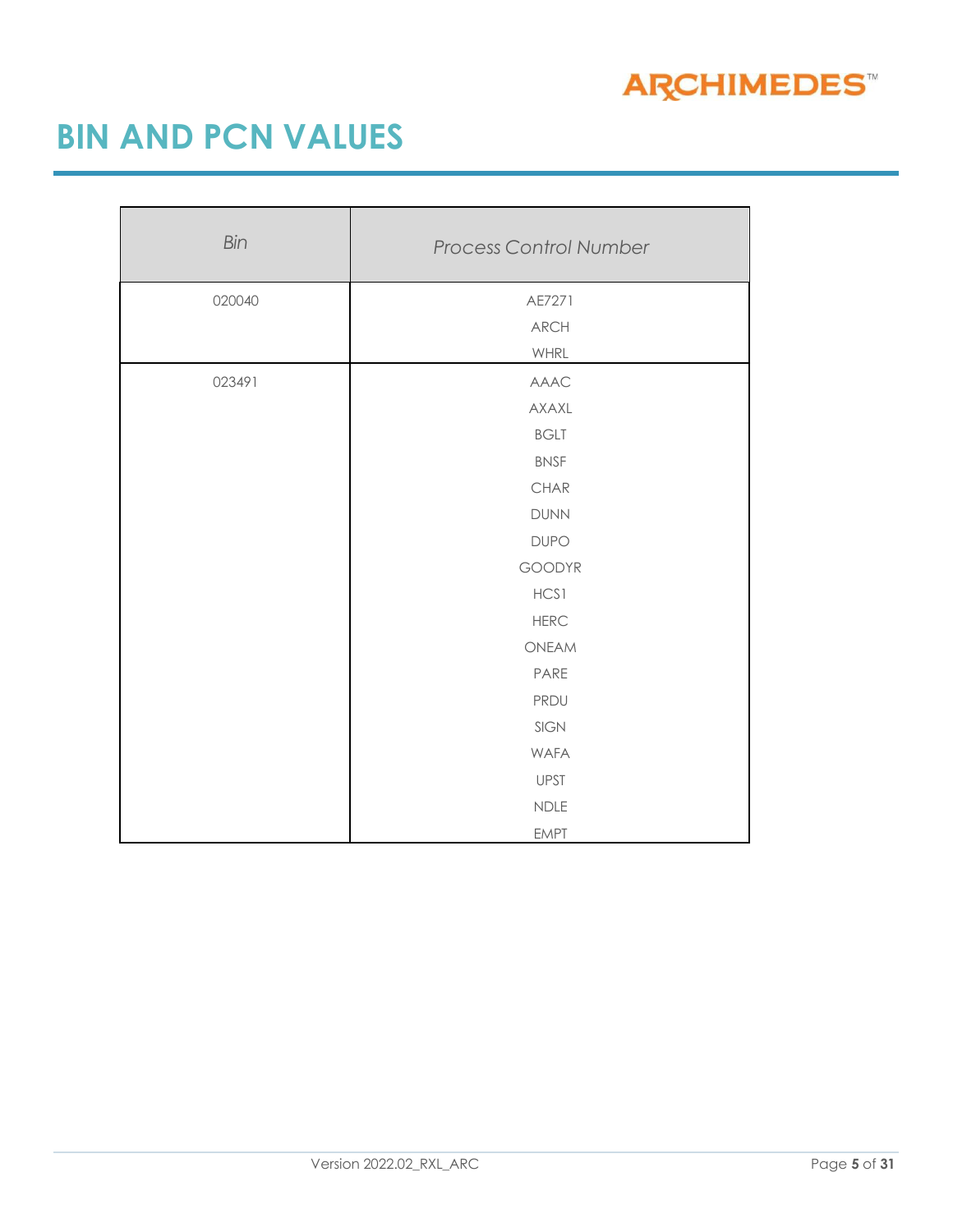# BIN AND PCN VALUES

| *Bin* | *Process Control Number* |
|---|---|
| 020040 | AE7271 |
| | ARCH |
| | WHRL |
| 023491 | AAAC |
| | AXAXL |
| | BGLT |
| | BNSF |
| | CHAR |
| | DUNN |
| | DUPO |
| | GOODYR |
| | HCS1 |
| | HERC |
| | ONEAM |
| | PARE |
| | PRDU |
| | SIGN |
| | WAFA |
| | UPST |
| | NDLE |
| | EMPT |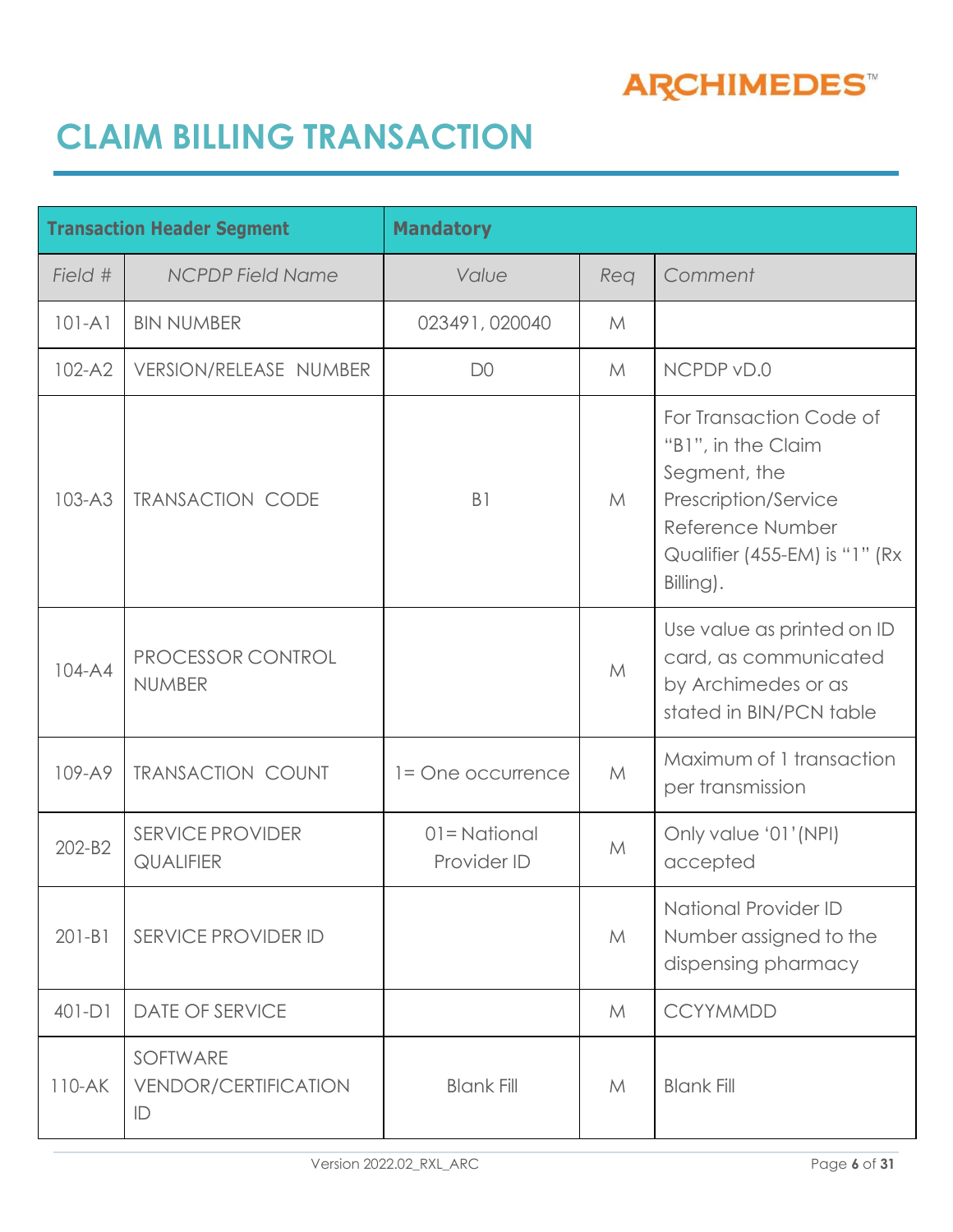# CLAIM BILLING TRANSACTION

| Transaction Header Segment | | Mandatory | | |
|---|---|---|---|---|
| *Field #* | *NCPDP Field Name* | *Value* | *Req* | *Comment* |
| 101-A1 | BIN NUMBER | 023491, 020040 | M | |
| 102-A2 | VERSION/RELEASE NUMBER | D0 | M | NCPDP vD.0 |
| 103-A3 | TRANSACTION CODE | B1 | M | For Transaction Code of "B1", in the Claim Segment, the Prescription/Service Reference Number Qualifier (455-EM) is "1" (Rx Billing). |
| 104-A4 | PROCESSOR CONTROL NUMBER | | M | Use value as printed on ID card, as communicated by Archimedes or as stated in BIN/PCN table |
| 109-A9 | TRANSACTION COUNT | 1= One occurrence | M | Maximum of 1 transaction per transmission |
| 202-B2 | SERVICE PROVIDER QUALIFIER | 01= National Provider ID | M | Only value '01'(NPI) accepted |
| 201-B1 | SERVICE PROVIDER ID | | M | National Provider ID Number assigned to the dispensing pharmacy |
| 401-D1 | DATE OF SERVICE | | M | CCYYMMDD |
| 110-AK | SOFTWARE VENDOR/CERTIFICATION ID | Blank Fill | M | Blank Fill |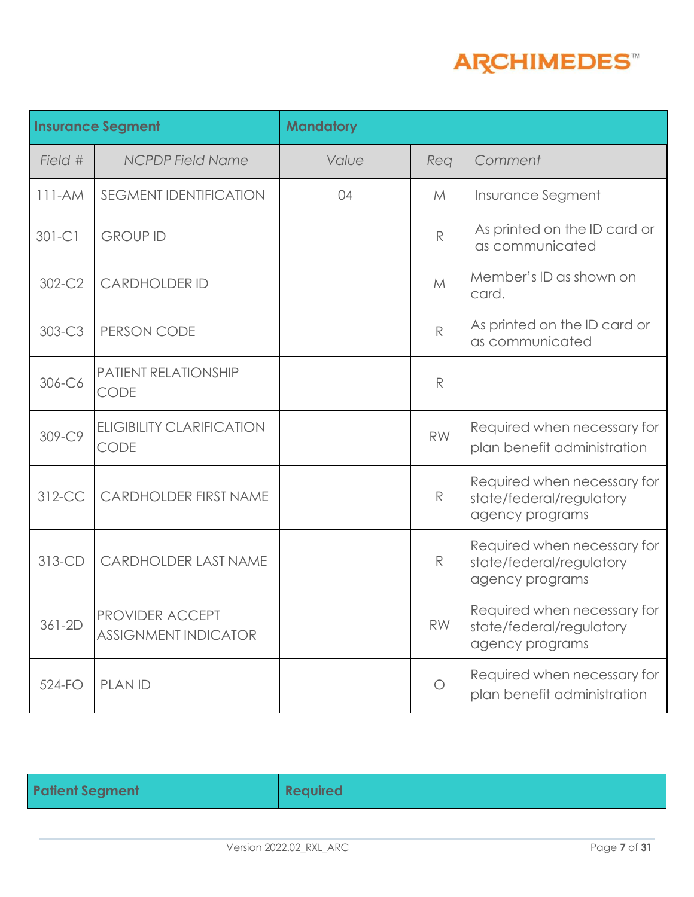| Insurance Segment | | Mandatory | | |
|---|---|---|---|---|
| *Field #* | *NCPDP Field Name* | *Value* | *Req* | *Comment* |
| 111-AM | SEGMENT IDENTIFICATION | 04 | M | Insurance Segment |
| 301-C1 | GROUP ID | | R | As printed on the ID card or as communicated |
| 302-C2 | CARDHOLDER ID | | M | Member's ID as shown on card. |
| 303-C3 | PERSON CODE | | R | As printed on the ID card or as communicated |
| 306-C6 | PATIENT RELATIONSHIP CODE | | R | |
| 309-C9 | ELIGIBILITY CLARIFICATION CODE | | RW | Required when necessary for plan benefit administration |
| 312-CC | CARDHOLDER FIRST NAME | | R | Required when necessary for state/federal/regulatory agency programs |
| 313-CD | CARDHOLDER LAST NAME | | R | Required when necessary for state/federal/regulatory agency programs |
| 361-2D | PROVIDER ACCEPT ASSIGNMENT INDICATOR | | RW | Required when necessary for state/federal/regulatory agency programs |
| 524-FO | PLAN ID | | O | Required when necessary for plan benefit administration |

| Patient Segment | Required |
|---|---|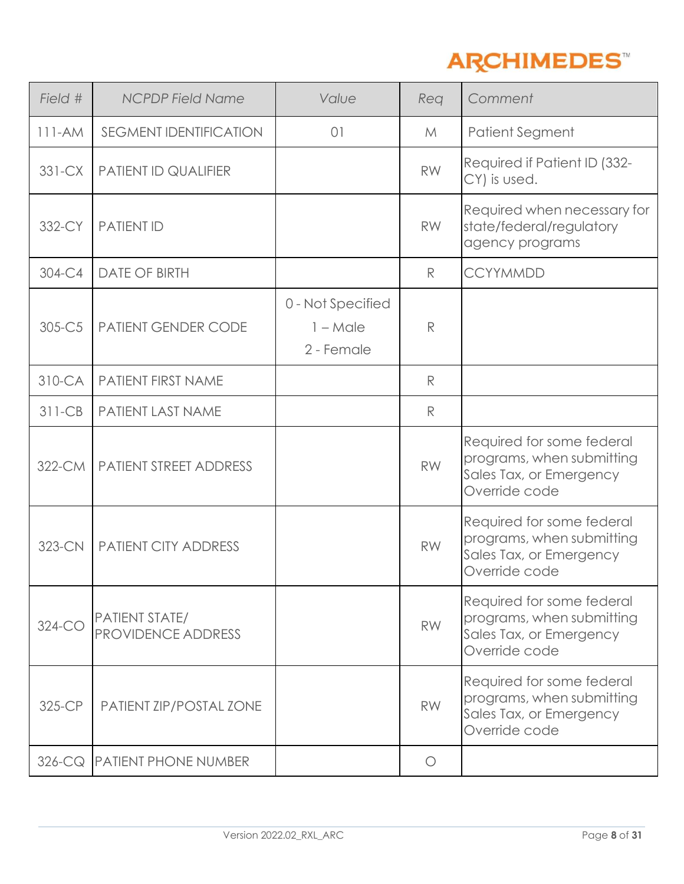| Field # | NCPDP Field Name | Value | Req | Comment |
|---|---|---|---|---|
| 111-AM | SEGMENT IDENTIFICATION | 01 | M | Patient Segment |
| 331-CX | PATIENT ID QUALIFIER | | RW | Required if Patient ID (332-CY) is used. |
| 332-CY | PATIENT ID | | RW | Required when necessary for state/federal/regulatory agency programs |
| 304-C4 | DATE OF BIRTH | | R | CCYYMMDD |
| 305-C5 | PATIENT GENDER CODE | 0 - Not Specified<br>1 – Male<br>2 - Female | R | |
| 310-CA | PATIENT FIRST NAME | | R | |
| 311-CB | PATIENT LAST NAME | | R | |
| 322-CM | PATIENT STREET ADDRESS | | RW | Required for some federal programs, when submitting Sales Tax, or Emergency Override code |
| 323-CN | PATIENT CITY ADDRESS | | RW | Required for some federal programs, when submitting Sales Tax, or Emergency Override code |
| 324-CO | PATIENT STATE/ PROVIDENCE ADDRESS | | RW | Required for some federal programs, when submitting Sales Tax, or Emergency Override code |
| 325-CP | PATIENT ZIP/POSTAL ZONE | | RW | Required for some federal programs, when submitting Sales Tax, or Emergency Override code |
| 326-CQ | PATIENT PHONE NUMBER | | O | |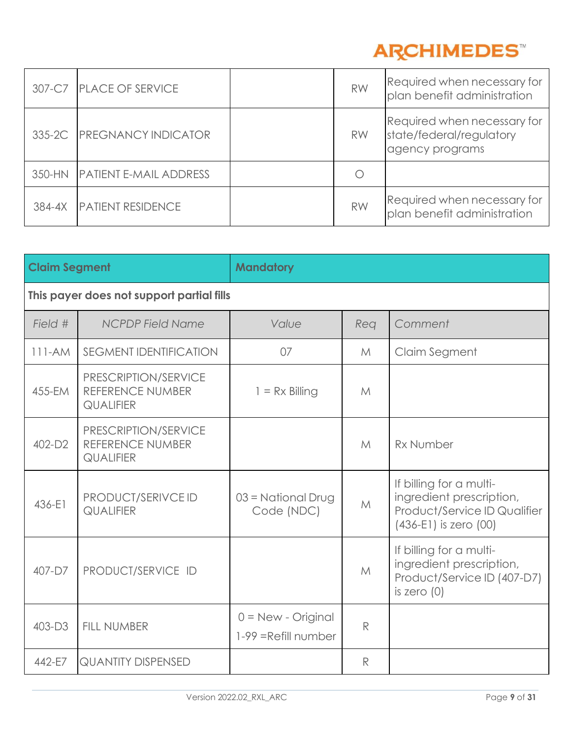| | | | | |
|---|---|---|---|---|
| 307-C7 | PLACE OF SERVICE | | RW | Required when necessary for plan benefit administration |
| 335-2C | PREGNANCY INDICATOR | | RW | Required when necessary for state/federal/regulatory agency programs |
| 350-HN | PATIENT E-MAIL ADDRESS | | O | |
| 384-4X | PATIENT RESIDENCE | | RW | Required when necessary for plan benefit administration |

| **Claim Segment** | | **Mandatory** | | |
|---|---|---|---|---|
| **This payer does not support partial fills** | | | | |
| *Field #* | *NCPDP Field Name* | *Value* | *Req* | *Comment* |
| 111-AM | SEGMENT IDENTIFICATION | 07 | M | Claim Segment |
| 455-EM | PRESCRIPTION/SERVICE REFERENCE NUMBER QUALIFIER | 1 = Rx Billing | M | |
| 402-D2 | PRESCRIPTION/SERVICE REFERENCE NUMBER QUALIFIER | | M | Rx Number |
| 436-E1 | PRODUCT/SERIVCE ID QUALIFIER | 03 = National Drug Code (NDC) | M | If billing for a multi-ingredient prescription, Product/Service ID Qualifier (436-E1) is zero (00) |
| 407-D7 | PRODUCT/SERVICE ID | | M | If billing for a multi-ingredient prescription, Product/Service ID (407-D7) is zero (0) |
| 403-D3 | FILL NUMBER | 0 = New - Original<br>1-99 =Refill number | R | |
| 442-E7 | QUANTITY DISPENSED | | R | |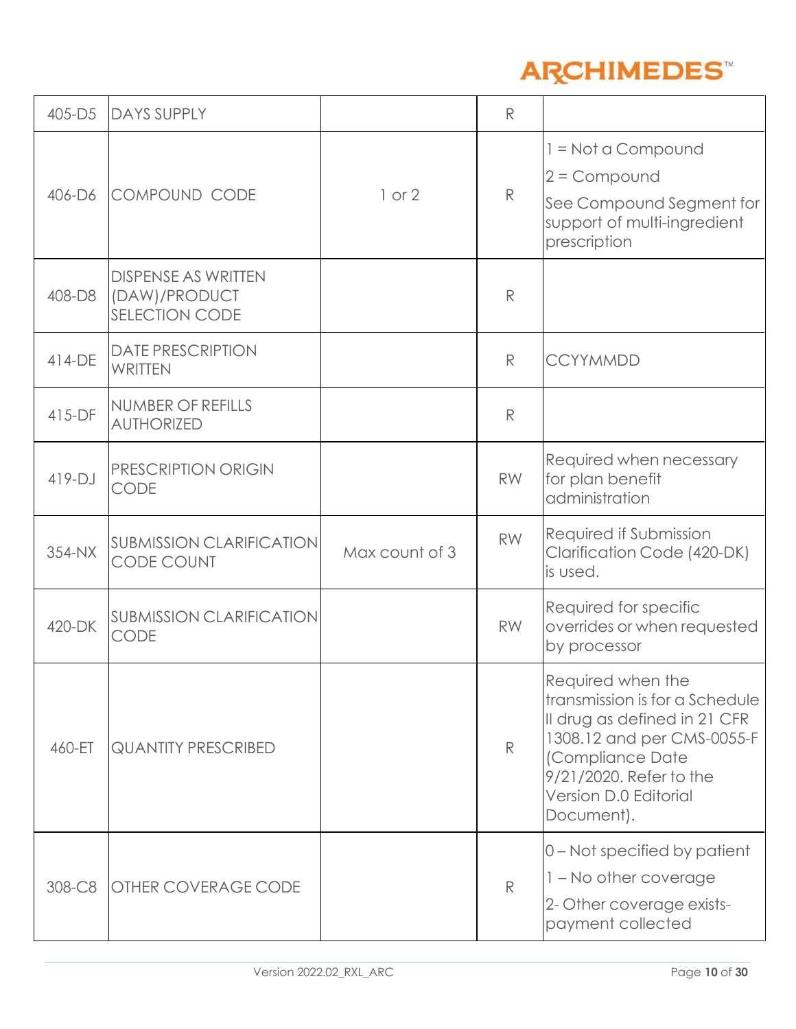| | | | | |
|---|---|---|---|---|
| 405-D5 | DAYS SUPPLY | | R | |
| 406-D6 | COMPOUND CODE | 1 or 2 | R | 1 = Not a Compound<br>2 = Compound<br>See Compound Segment for support of multi-ingredient prescription |
| 408-D8 | DISPENSE AS WRITTEN (DAW)/PRODUCT SELECTION CODE | | R | |
| 414-DE | DATE PRESCRIPTION WRITTEN | | R | CCYYMMDD |
| 415-DF | NUMBER OF REFILLS AUTHORIZED | | R | |
| 419-DJ | PRESCRIPTION ORIGIN CODE | | RW | Required when necessary for plan benefit administration |
| 354-NX | SUBMISSION CLARIFICATION CODE COUNT | Max count of 3 | RW | Required if Submission Clarification Code (420-DK) is used. |
| 420-DK | SUBMISSION CLARIFICATION CODE | | RW | Required for specific overrides or when requested by processor |
| 460-ET | QUANTITY PRESCRIBED | | R | Required when the transmission is for a Schedule II drug as defined in 21 CFR 1308.12 and per CMS-0055-F (Compliance Date 9/21/2020. Refer to the Version D.0 Editorial Document). |
| 308-C8 | OTHER COVERAGE CODE | | R | 0 – Not specified by patient<br>1 – No other coverage<br>2- Other coverage exists-payment collected |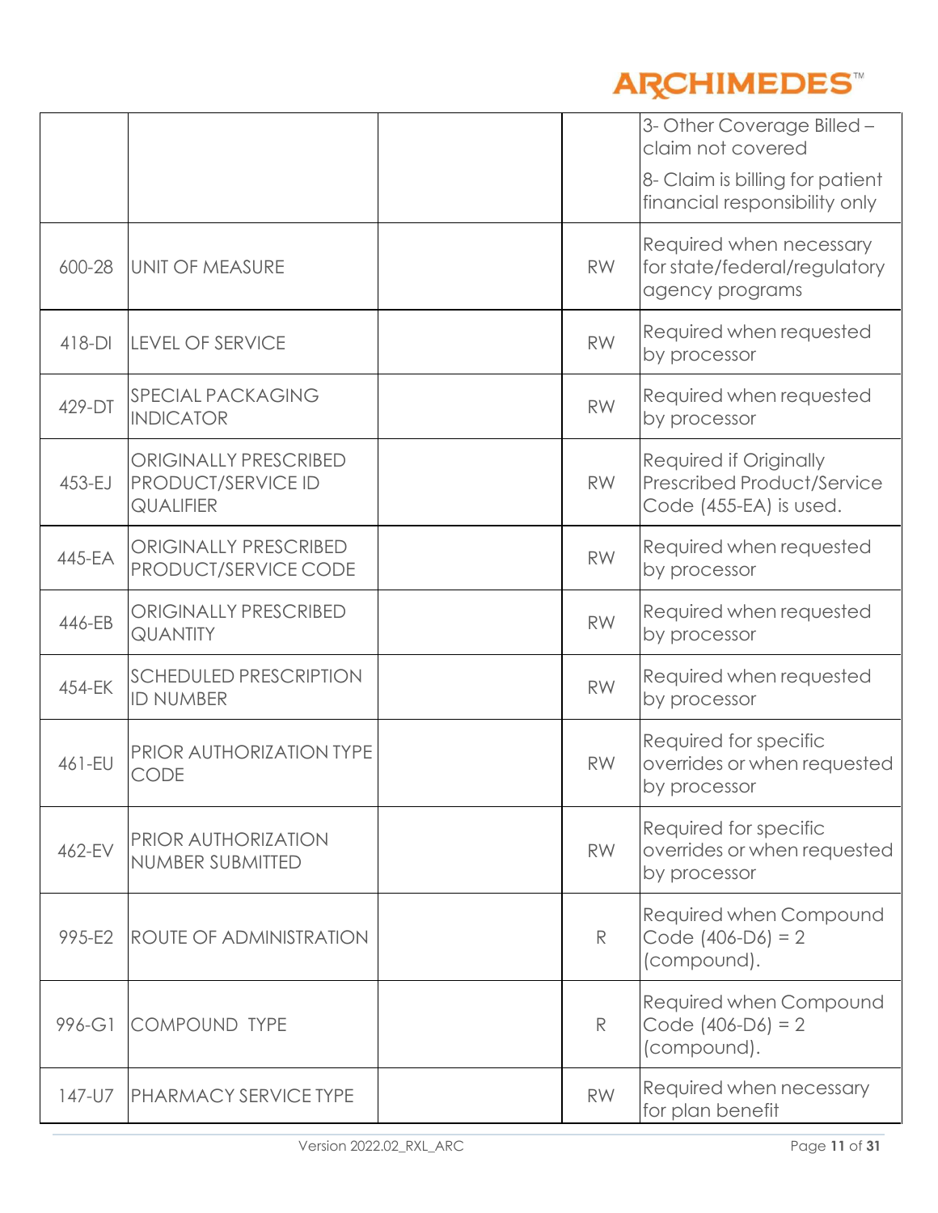| | | | | |
|---|---|---|---|---|
| | | | | 3- Other Coverage Billed – claim not covered<br><br>8- Claim is billing for patient financial responsibility only |
| 600-28 | UNIT OF MEASURE | | RW | Required when necessary for state/federal/regulatory agency programs |
| 418-DI | LEVEL OF SERVICE | | RW | Required when requested by processor |
| 429-DT | SPECIAL PACKAGING INDICATOR | | RW | Required when requested by processor |
| 453-EJ | ORIGINALLY PRESCRIBED PRODUCT/SERVICE ID QUALIFIER | | RW | Required if Originally Prescribed Product/Service Code (455-EA) is used. |
| 445-EA | ORIGINALLY PRESCRIBED PRODUCT/SERVICE CODE | | RW | Required when requested by processor |
| 446-EB | ORIGINALLY PRESCRIBED QUANTITY | | RW | Required when requested by processor |
| 454-EK | SCHEDULED PRESCRIPTION ID NUMBER | | RW | Required when requested by processor |
| 461-EU | PRIOR AUTHORIZATION TYPE CODE | | RW | Required for specific overrides or when requested by processor |
| 462-EV | PRIOR AUTHORIZATION NUMBER SUBMITTED | | RW | Required for specific overrides or when requested by processor |
| 995-E2 | ROUTE OF ADMINISTRATION | | R | Required when Compound Code (406-D6) = 2 (compound). |
| 996-G1 | COMPOUND TYPE | | R | Required when Compound Code (406-D6) = 2 (compound). |
| 147-U7 | PHARMACY SERVICE TYPE | | RW | Required when necessary for plan benefit |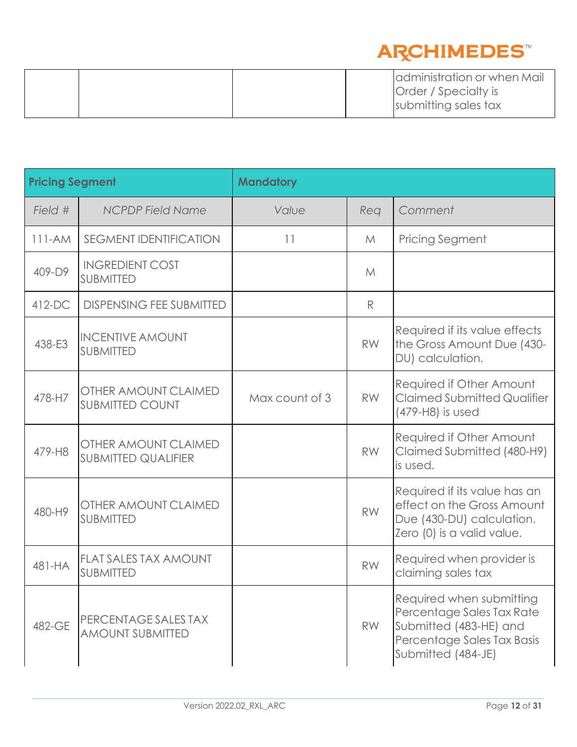| | | | | administration or when Mail Order / Specialty is submitting sales tax |
|---|---|---|---|---|

| Pricing Segment | | Mandatory | | |
|---|---|---|---|---|
| *Field #* | *NCPDP Field Name* | *Value* | *Req* | *Comment* |
| 111-AM | SEGMENT IDENTIFICATION | 11 | M | Pricing Segment |
| 409-D9 | INGREDIENT COST SUBMITTED | | M | |
| 412-DC | DISPENSING FEE SUBMITTED | | R | |
| 438-E3 | INCENTIVE AMOUNT SUBMITTED | | RW | Required if its value effects the Gross Amount Due (430-DU) calculation. |
| 478-H7 | OTHER AMOUNT CLAIMED SUBMITTED COUNT | Max count of 3 | RW | Required if Other Amount Claimed Submitted Qualifier (479-H8) is used |
| 479-H8 | OTHER AMOUNT CLAIMED SUBMITTED QUALIFIER | | RW | Required if Other Amount Claimed Submitted (480-H9) is used. |
| 480-H9 | OTHER AMOUNT CLAIMED SUBMITTED | | RW | Required if its value has an effect on the Gross Amount Due (430-DU) calculation. Zero (0) is a valid value. |
| 481-HA | FLAT SALES TAX AMOUNT SUBMITTED | | RW | Required when provider is claiming sales tax |
| 482-GE | PERCENTAGE SALES TAX AMOUNT SUBMITTED | | RW | Required when submitting Percentage Sales Tax Rate Submitted (483-HE) and Percentage Sales Tax Basis Submitted (484-JE) |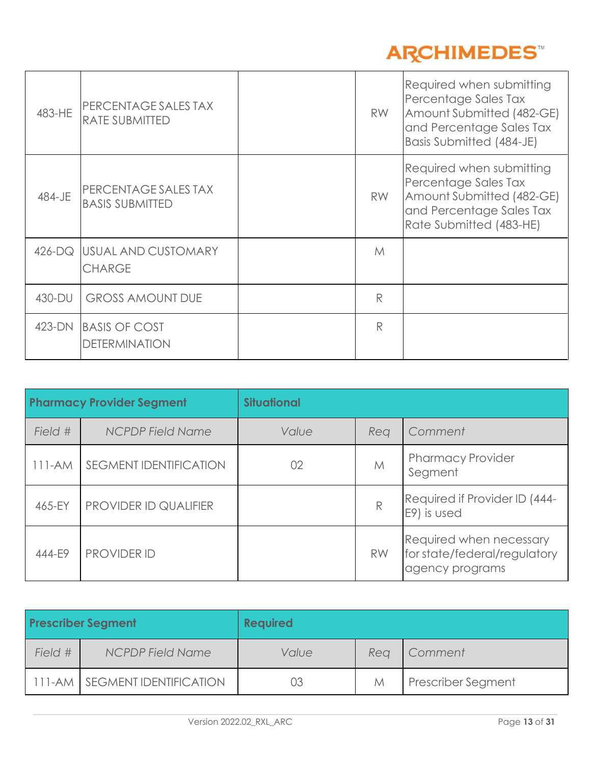| | | | | |
|---|---|---|---|---|
| 483-HE | PERCENTAGE SALES TAX RATE SUBMITTED | | RW | Required when submitting Percentage Sales Tax Amount Submitted (482-GE) and Percentage Sales Tax Basis Submitted (484-JE) |
| 484-JE | PERCENTAGE SALES TAX BASIS SUBMITTED | | RW | Required when submitting Percentage Sales Tax Amount Submitted (482-GE) and Percentage Sales Tax Rate Submitted (483-HE) |
| 426-DQ | USUAL AND CUSTOMARY CHARGE | | M | |
| 430-DU | GROSS AMOUNT DUE | | R | |
| 423-DN | BASIS OF COST DETERMINATION | | R | |

| **Pharmacy Provider Segment** | | **Situational** | | |
|---|---|---|---|---|
| *Field #* | *NCPDP Field Name* | *Value* | *Req* | *Comment* |
| 111-AM | SEGMENT IDENTIFICATION | 02 | M | Pharmacy Provider Segment |
| 465-EY | PROVIDER ID QUALIFIER | | R | Required if Provider ID (444-E9) is used |
| 444-E9 | PROVIDER ID | | RW | Required when necessary for state/federal/regulatory agency programs |

| **Prescriber Segment** | | **Required** | | |
|---|---|---|---|---|
| *Field #* | *NCPDP Field Name* | *Value* | *Req* | *Comment* |
| 111-AM | SEGMENT IDENTIFICATION | 03 | M | Prescriber Segment |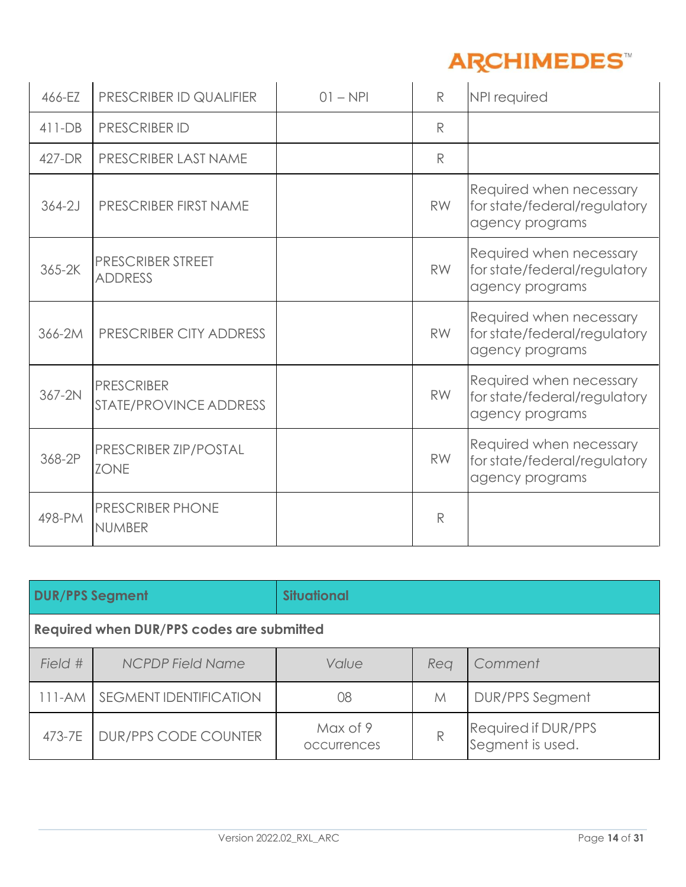| | | | | |
|---|---|---|---|---|
| 466-EZ | PRESCRIBER ID QUALIFIER | 01 – NPI | R | NPI required |
| 411-DB | PRESCRIBER ID | | R | |
| 427-DR | PRESCRIBER LAST NAME | | R | |
| 364-2J | PRESCRIBER FIRST NAME | | RW | Required when necessary for state/federal/regulatory agency programs |
| 365-2K | PRESCRIBER STREET ADDRESS | | RW | Required when necessary for state/federal/regulatory agency programs |
| 366-2M | PRESCRIBER CITY ADDRESS | | RW | Required when necessary for state/federal/regulatory agency programs |
| 367-2N | PRESCRIBER STATE/PROVINCE ADDRESS | | RW | Required when necessary for state/federal/regulatory agency programs |
| 368-2P | PRESCRIBER ZIP/POSTAL ZONE | | RW | Required when necessary for state/federal/regulatory agency programs |
| 498-PM | PRESCRIBER PHONE NUMBER | | R | |

| **DUR/PPS Segment** | | **Situational** | | |
|---|---|---|---|---|
| **Required when DUR/PPS codes are submitted** | | | | |
| *Field #* | *NCPDP Field Name* | *Value* | *Req* | *Comment* |
| 111-AM | SEGMENT IDENTIFICATION | 08 | M | DUR/PPS Segment |
| 473-7E | DUR/PPS CODE COUNTER | Max of 9 occurrences | R | Required if DUR/PPS Segment is used. |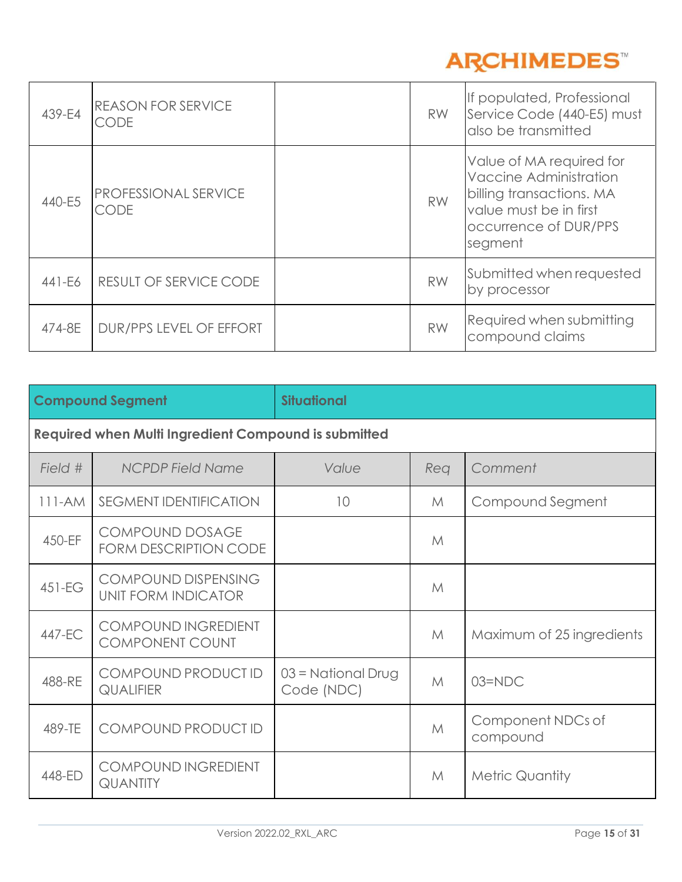| | | | | |
|---|---|---|---|---|
| 439-E4 | REASON FOR SERVICE CODE | | RW | If populated, Professional Service Code (440-E5) must also be transmitted |
| 440-E5 | PROFESSIONAL SERVICE CODE | | RW | Value of MA required for Vaccine Administration billing transactions. MA value must be in first occurrence of DUR/PPS segment |
| 441-E6 | RESULT OF SERVICE CODE | | RW | Submitted when requested by processor |
| 474-8E | DUR/PPS LEVEL OF EFFORT | | RW | Required when submitting compound claims |

| **Compound Segment** | | **Situational** | | |
|---|---|---|---|---|
| **Required when Multi Ingredient Compound is submitted** | | | | |
| *Field #* | *NCPDP Field Name* | *Value* | *Req* | *Comment* |
| 111-AM | SEGMENT IDENTIFICATION | 10 | M | Compound Segment |
| 450-EF | COMPOUND DOSAGE FORM DESCRIPTION CODE | | M | |
| 451-EG | COMPOUND DISPENSING UNIT FORM INDICATOR | | M | |
| 447-EC | COMPOUND INGREDIENT COMPONENT COUNT | | M | Maximum of 25 ingredients |
| 488-RE | COMPOUND PRODUCT ID QUALIFIER | 03 = National Drug Code (NDC) | M | 03=NDC |
| 489-TE | COMPOUND PRODUCT ID | | M | Component NDCs of compound |
| 448-ED | COMPOUND INGREDIENT QUANTITY | | M | Metric Quantity |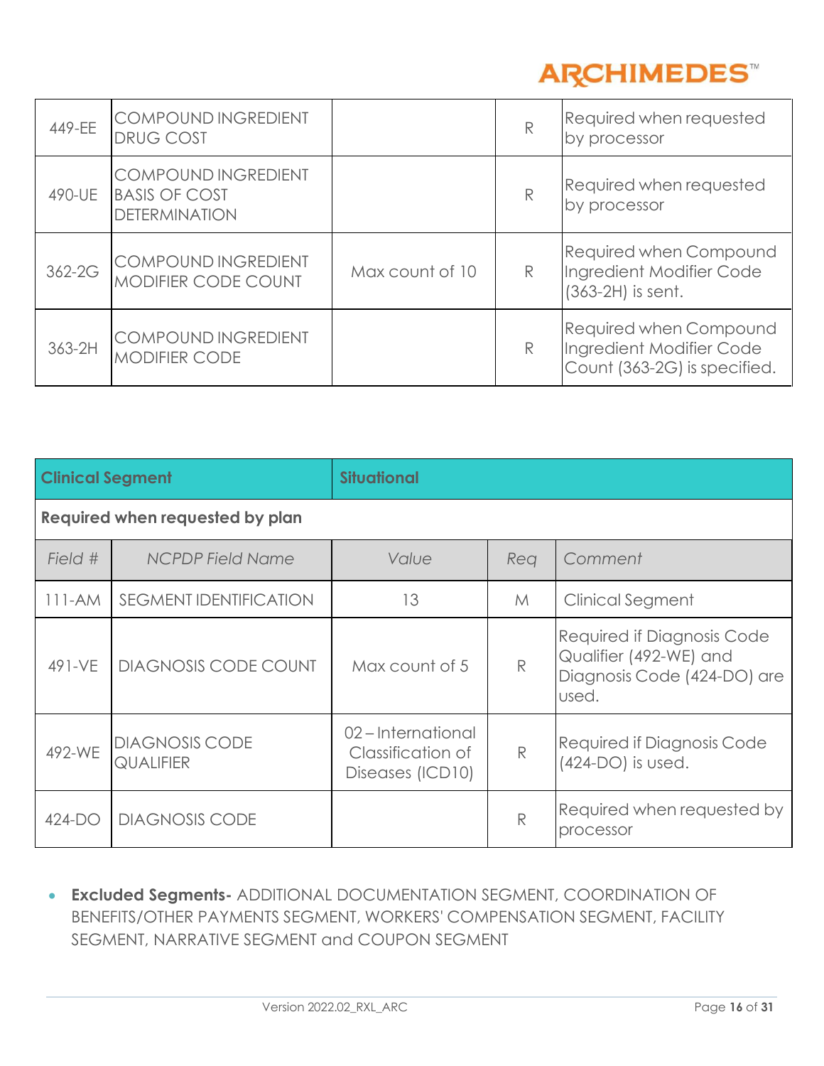| | | | | |
|---|---|---|---|---|
| 449-EE | COMPOUND INGREDIENT DRUG COST | | R | Required when requested by processor |
| 490-UE | COMPOUND INGREDIENT BASIS OF COST DETERMINATION | | R | Required when requested by processor |
| 362-2G | COMPOUND INGREDIENT MODIFIER CODE COUNT | Max count of 10 | R | Required when Compound Ingredient Modifier Code (363-2H) is sent. |
| 363-2H | COMPOUND INGREDIENT MODIFIER CODE | | R | Required when Compound Ingredient Modifier Code Count (363-2G) is specified. |

| **Clinical Segment** | | **Situational** | | |
|---|---|---|---|---|
| **Required when requested by plan** | | | | |
| *Field #* | *NCPDP Field Name* | *Value* | *Req* | *Comment* |
| 111-AM | SEGMENT IDENTIFICATION | 13 | M | Clinical Segment |
| 491-VE | DIAGNOSIS CODE COUNT | Max count of 5 | R | Required if Diagnosis Code Qualifier (492-WE) and Diagnosis Code (424-DO) are used. |
| 492-WE | DIAGNOSIS CODE QUALIFIER | 02 – International Classification of Diseases (ICD10) | R | Required if Diagnosis Code (424-DO) is used. |
| 424-DO | DIAGNOSIS CODE | | R | Required when requested by processor |

- **Excluded Segments-** ADDITIONAL DOCUMENTATION SEGMENT, COORDINATION OF BENEFITS/OTHER PAYMENTS SEGMENT, WORKERS' COMPENSATION SEGMENT, FACILITY SEGMENT, NARRATIVE SEGMENT and COUPON SEGMENT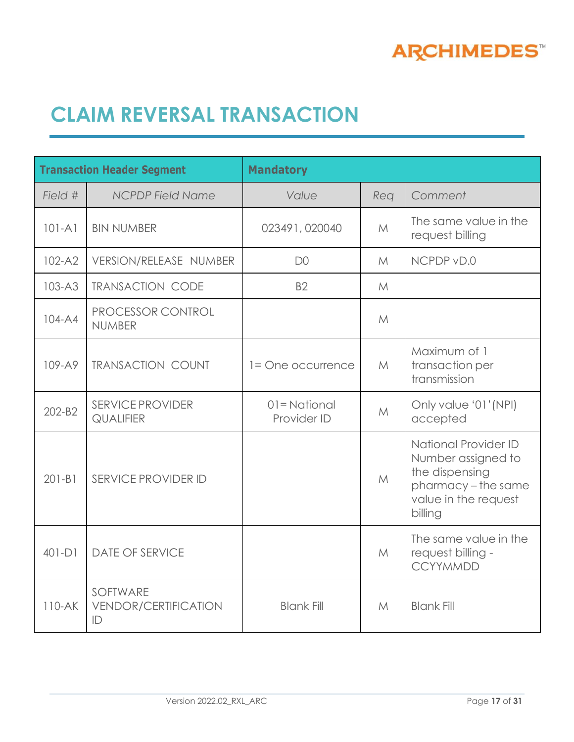# CLAIM REVERSAL TRANSACTION

| Transaction Header Segment | | Mandatory | | |
|---|---|---|---|---|
| *Field #* | *NCPDP Field Name* | *Value* | *Req* | *Comment* |
| 101-A1 | BIN NUMBER | 023491, 020040 | M | The same value in the request billing |
| 102-A2 | VERSION/RELEASE NUMBER | D0 | M | NCPDP vD.0 |
| 103-A3 | TRANSACTION CODE | B2 | M | |
| 104-A4 | PROCESSOR CONTROL NUMBER | | M | |
| 109-A9 | TRANSACTION COUNT | 1= One occurrence | M | Maximum of 1 transaction per transmission |
| 202-B2 | SERVICE PROVIDER QUALIFIER | 01= National Provider ID | M | Only value '01'(NPI) accepted |
| 201-B1 | SERVICE PROVIDER ID | | M | National Provider ID Number assigned to the dispensing pharmacy – the same value in the request billing |
| 401-D1 | DATE OF SERVICE | | M | The same value in the request billing - CCYYMMDD |
| 110-AK | SOFTWARE VENDOR/CERTIFICATION ID | Blank Fill | M | Blank Fill |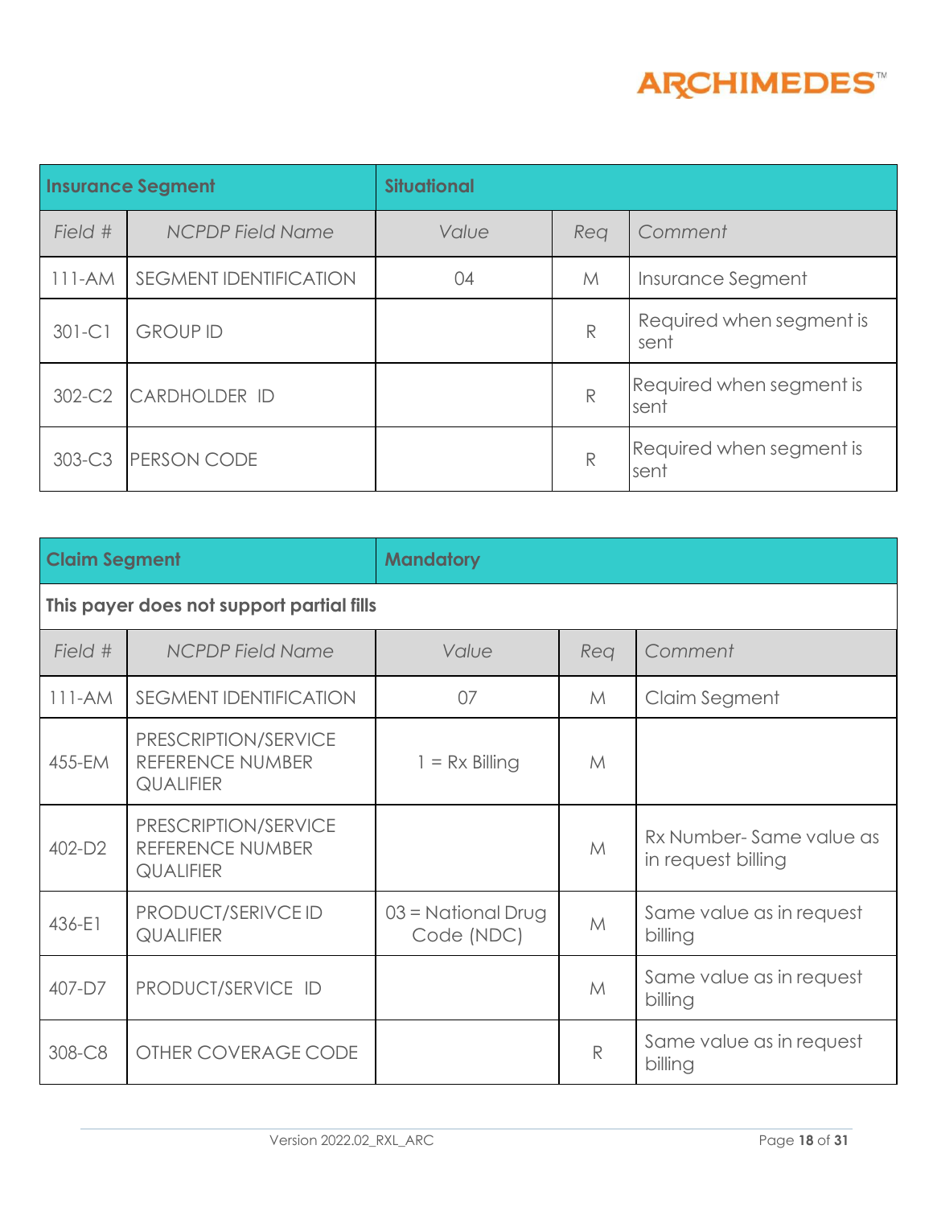| Insurance Segment | | Situational | | |
|---|---|---|---|---|
| *Field #* | *NCPDP Field Name* | *Value* | *Req* | *Comment* |
| 111-AM | SEGMENT IDENTIFICATION | 04 | M | Insurance Segment |
| 301-C1 | GROUP ID | | R | Required when segment is sent |
| 302-C2 | CARDHOLDER ID | | R | Required when segment is sent |
| 303-C3 | PERSON CODE | | R | Required when segment is sent |

| Claim Segment | | Mandatory | | |
|---|---|---|---|---|
| **This payer does not support partial fills** | | | | |
| *Field #* | *NCPDP Field Name* | *Value* | *Req* | *Comment* |
| 111-AM | SEGMENT IDENTIFICATION | 07 | M | Claim Segment |
| 455-EM | PRESCRIPTION/SERVICE REFERENCE NUMBER QUALIFIER | 1 = Rx Billing | M | |
| 402-D2 | PRESCRIPTION/SERVICE REFERENCE NUMBER QUALIFIER | | M | Rx Number- Same value as in request billing |
| 436-E1 | PRODUCT/SERIVCE ID QUALIFIER | 03 = National Drug Code (NDC) | M | Same value as in request billing |
| 407-D7 | PRODUCT/SERVICE ID | | M | Same value as in request billing |
| 308-C8 | OTHER COVERAGE CODE | | R | Same value as in request billing |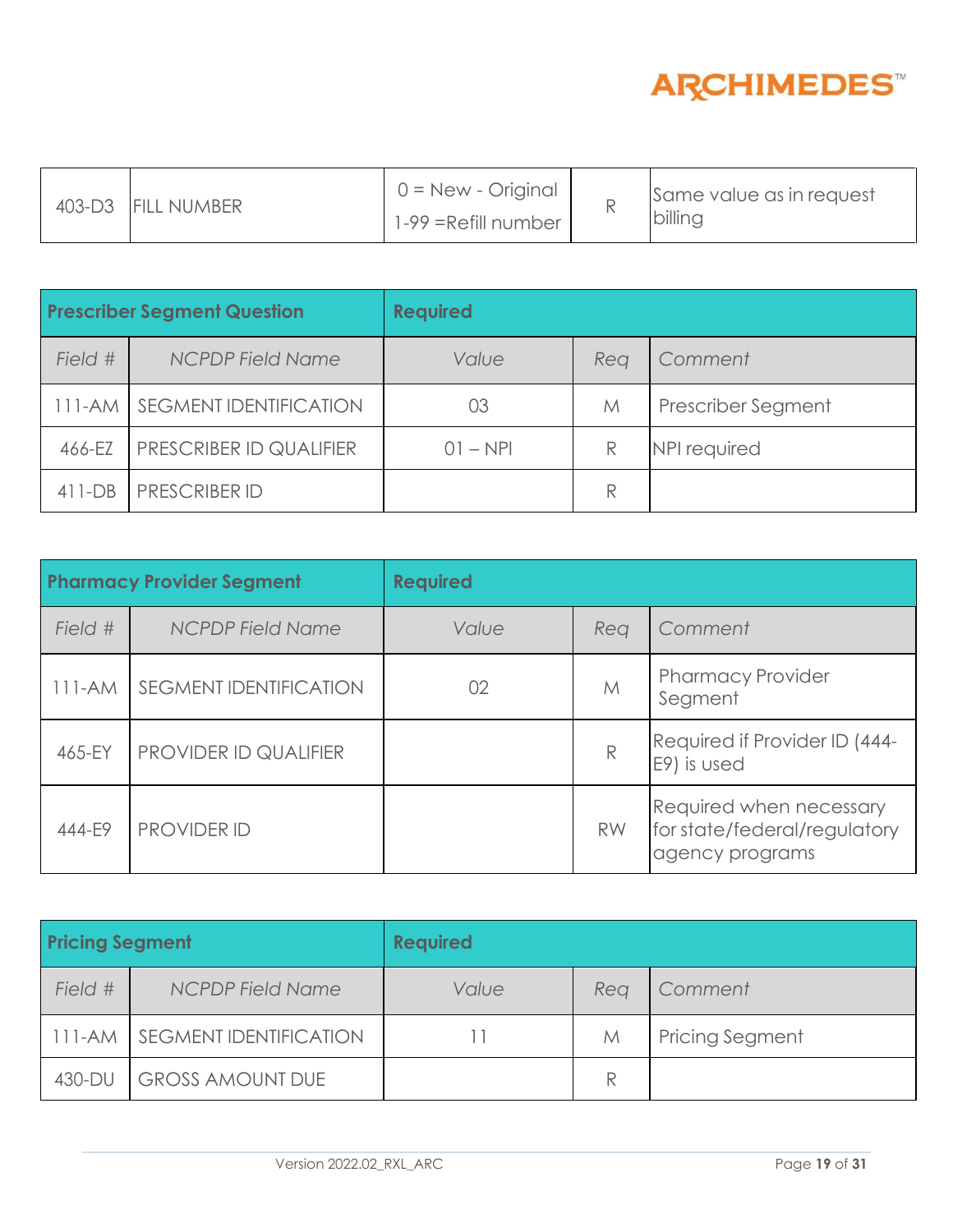| 403-D3 | FILL NUMBER | 0 = New - Original<br>1-99 =Refill number | R | Same value as in request billing |
|---|---|---|---|---|

| Prescriber Segment Question | | Required | | |
|---|---|---|---|---|
| *Field #* | *NCPDP Field Name* | *Value* | *Req* | *Comment* |
| 111-AM | SEGMENT IDENTIFICATION | 03 | M | Prescriber Segment |
| 466-EZ | PRESCRIBER ID QUALIFIER | 01 – NPI | R | NPI required |
| 411-DB | PRESCRIBER ID | | R | |

| Pharmacy Provider Segment | | Required | | |
|---|---|---|---|---|
| *Field #* | *NCPDP Field Name* | *Value* | *Req* | *Comment* |
| 111-AM | SEGMENT IDENTIFICATION | 02 | M | Pharmacy Provider Segment |
| 465-EY | PROVIDER ID QUALIFIER | | R | Required if Provider ID (444-E9) is used |
| 444-E9 | PROVIDER ID | | RW | Required when necessary for state/federal/regulatory agency programs |

| Pricing Segment | | Required | | |
|---|---|---|---|---|
| *Field #* | *NCPDP Field Name* | *Value* | *Req* | *Comment* |
| 111-AM | SEGMENT IDENTIFICATION | 11 | M | Pricing Segment |
| 430-DU | GROSS AMOUNT DUE | | R | |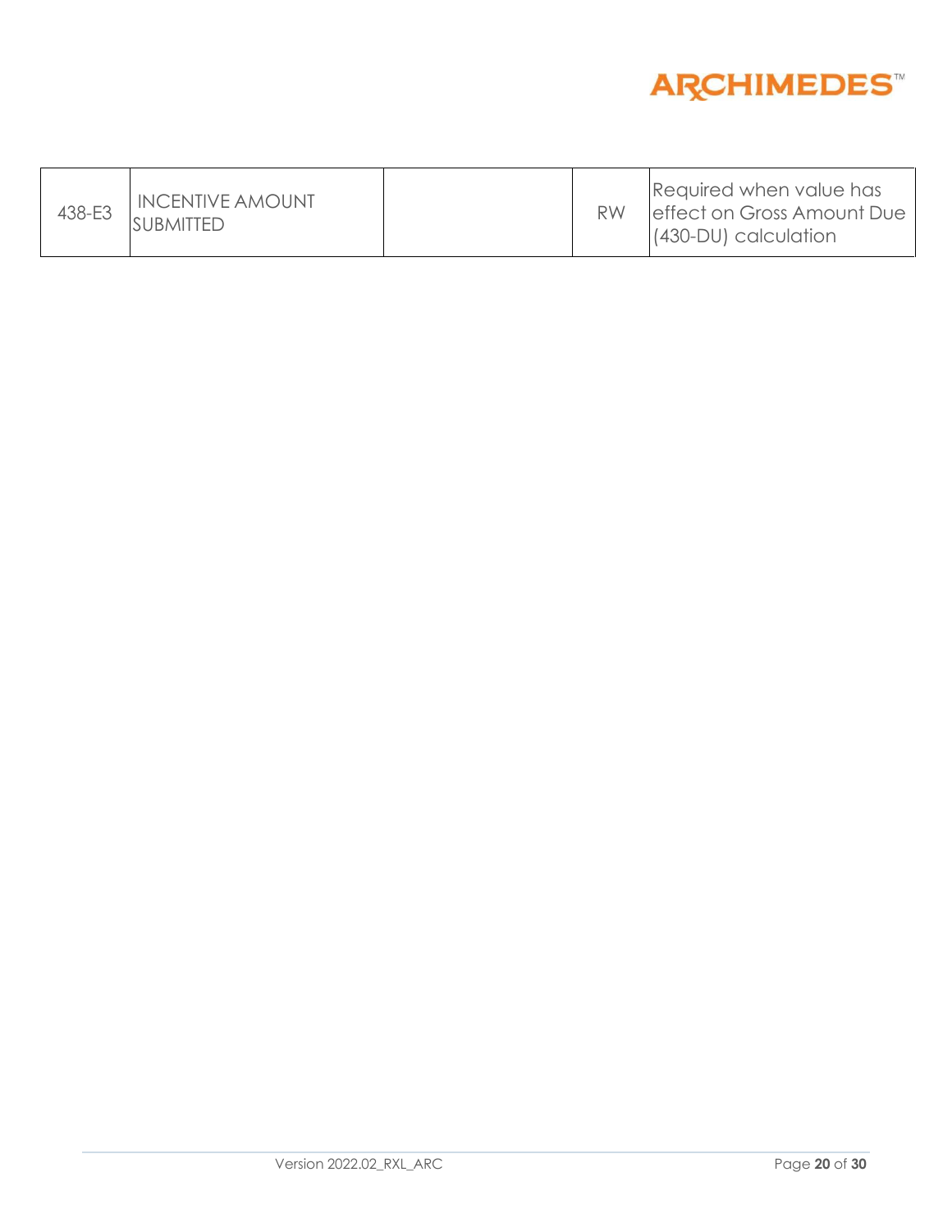| | | | | |
|---|---|---|---|---|
| 438-E3 | INCENTIVE AMOUNT SUBMITTED | | RW | Required when value has effect on Gross Amount Due (430-DU) calculation |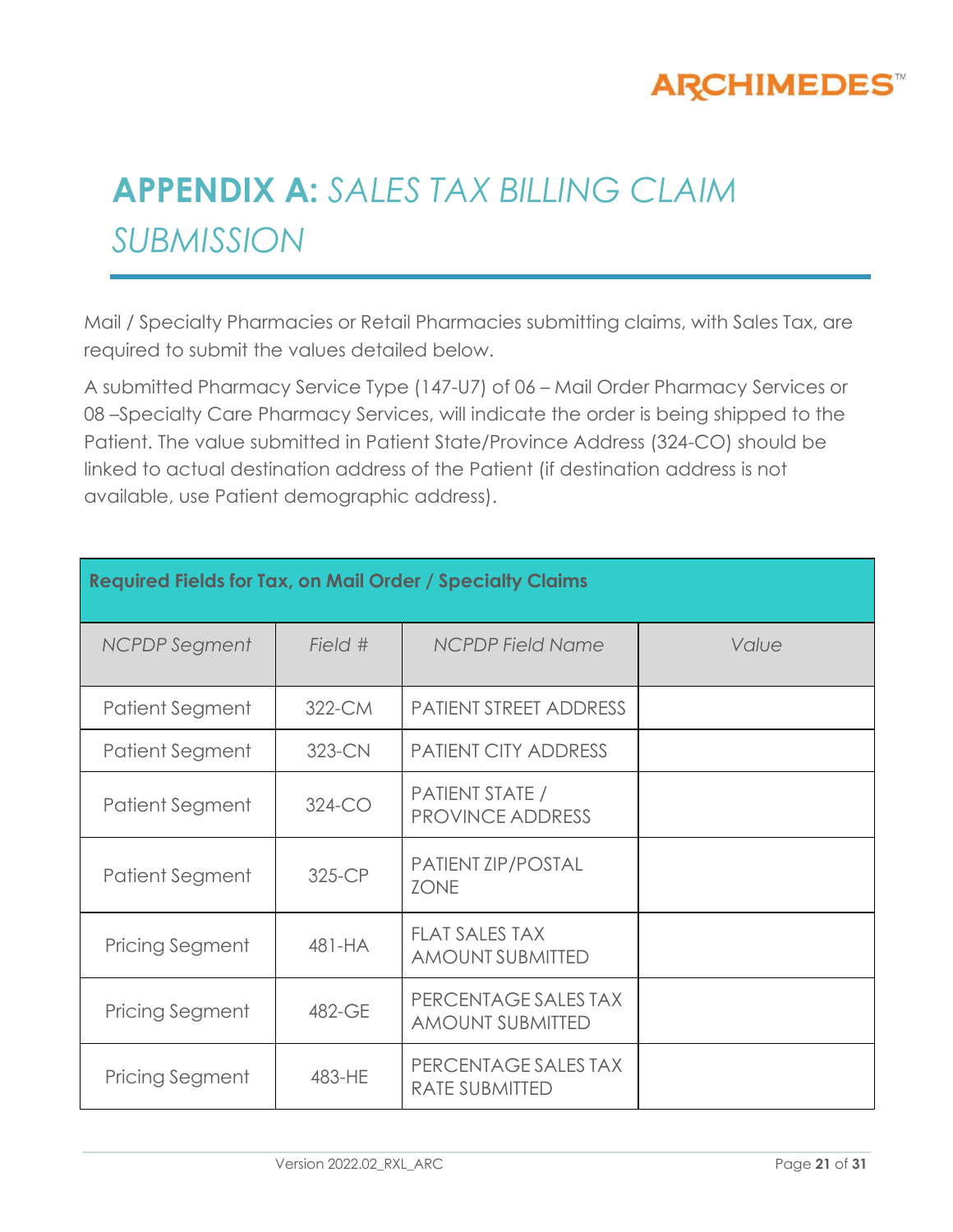# APPENDIX A: *SALES TAX BILLING CLAIM SUBMISSION*

Mail / Specialty Pharmacies or Retail Pharmacies submitting claims, with Sales Tax, are required to submit the values detailed below.

A submitted Pharmacy Service Type (147-U7) of 06 – Mail Order Pharmacy Services or 08 –Specialty Care Pharmacy Services, will indicate the order is being shipped to the Patient. The value submitted in Patient State/Province Address (324-CO) should be linked to actual destination address of the Patient (if destination address is not available, use Patient demographic address).

| **Required Fields for Tax, on Mail Order / Specialty Claims** | | | |
|---|---|---|---|
| *NCPDP Segment* | *Field #* | *NCPDP Field Name* | *Value* |
| Patient Segment | 322-CM | PATIENT STREET ADDRESS | |
| Patient Segment | 323-CN | PATIENT CITY ADDRESS | |
| Patient Segment | 324-CO | PATIENT STATE / PROVINCE ADDRESS | |
| Patient Segment | 325-CP | PATIENT ZIP/POSTAL ZONE | |
| Pricing Segment | 481-HA | FLAT SALES TAX AMOUNT SUBMITTED | |
| Pricing Segment | 482-GE | PERCENTAGE SALES TAX AMOUNT SUBMITTED | |
| Pricing Segment | 483-HE | PERCENTAGE SALES TAX RATE SUBMITTED | |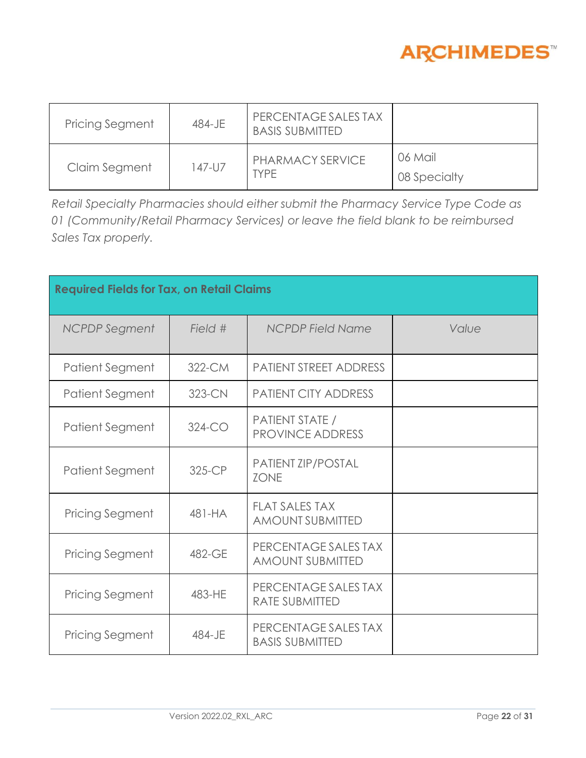| | | | |
|---|---|---|---|
| Pricing Segment | 484-JE | PERCENTAGE SALES TAX BASIS SUBMITTED | |
| Claim Segment | 147-U7 | PHARMACY SERVICE TYPE | 06 Mail<br>08 Specialty |

*Retail Specialty Pharmacies should either submit the Pharmacy Service Type Code as 01 (Community/Retail Pharmacy Services) or leave the field blank to be reimbursed Sales Tax properly.*

| **Required Fields for Tax, on Retail Claims** | | | |
|---|---|---|---|
| *NCPDP Segment* | *Field #* | *NCPDP Field Name* | *Value* |
| Patient Segment | 322-CM | PATIENT STREET ADDRESS | |
| Patient Segment | 323-CN | PATIENT CITY ADDRESS | |
| Patient Segment | 324-CO | PATIENT STATE / PROVINCE ADDRESS | |
| Patient Segment | 325-CP | PATIENT ZIP/POSTAL ZONE | |
| Pricing Segment | 481-HA | FLAT SALES TAX AMOUNT SUBMITTED | |
| Pricing Segment | 482-GE | PERCENTAGE SALES TAX AMOUNT SUBMITTED | |
| Pricing Segment | 483-HE | PERCENTAGE SALES TAX RATE SUBMITTED | |
| Pricing Segment | 484-JE | PERCENTAGE SALES TAX BASIS SUBMITTED | |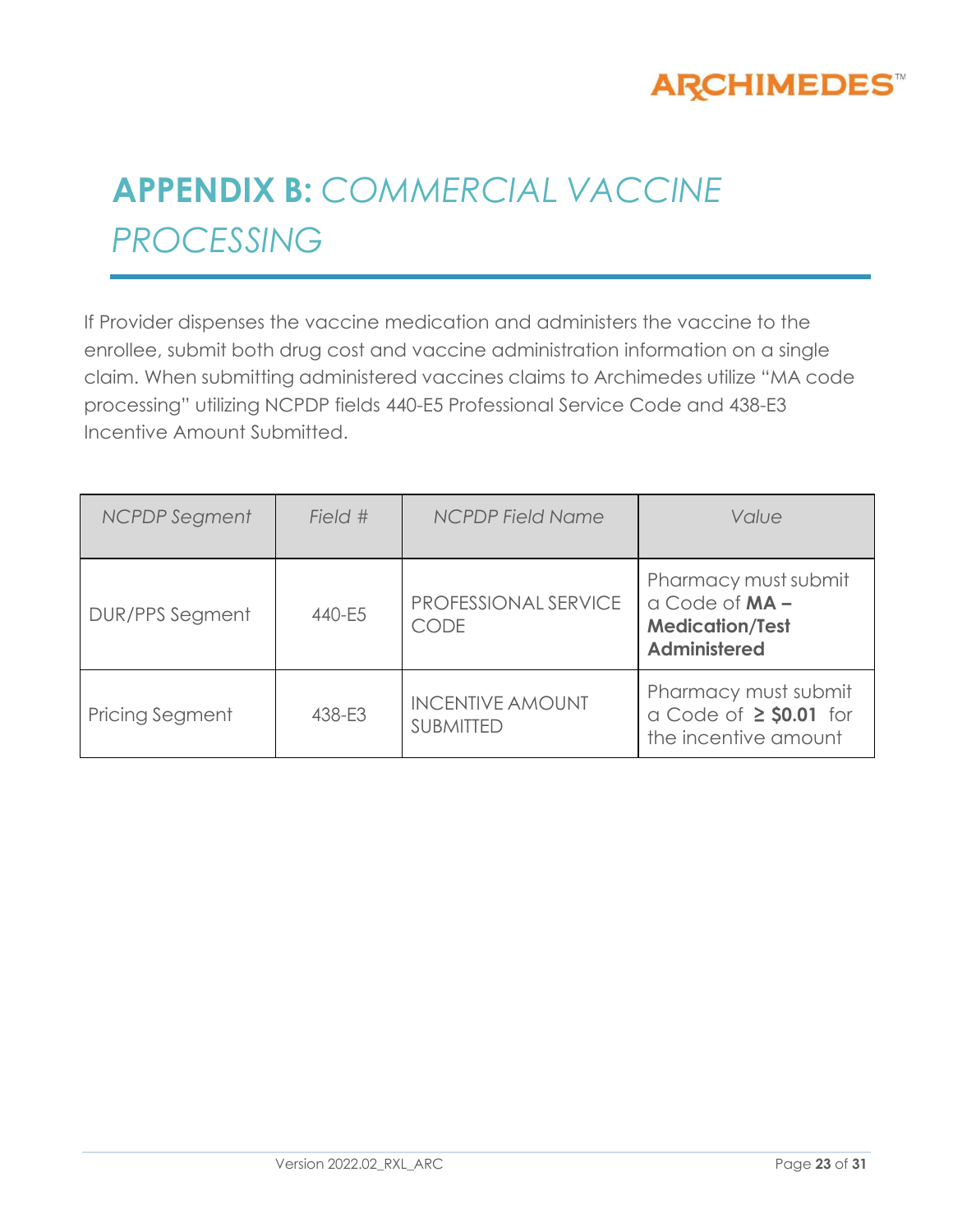# **APPENDIX B:** *COMMERCIAL VACCINE PROCESSING*

If Provider dispenses the vaccine medication and administers the vaccine to the enrollee, submit both drug cost and vaccine administration information on a single claim. When submitting administered vaccines claims to Archimedes utilize "MA code processing" utilizing NCPDP fields 440-E5 Professional Service Code and 438-E3 Incentive Amount Submitted.

| *NCPDP Segment* | *Field #* | *NCPDP Field Name* | *Value* |
|---|---|---|---|
| DUR/PPS Segment | 440-E5 | PROFESSIONAL SERVICE CODE | Pharmacy must submit a Code of **MA – Medication/Test Administered** |
| Pricing Segment | 438-E3 | INCENTIVE AMOUNT SUBMITTED | Pharmacy must submit a Code of **≥ $0.01** for the incentive amount |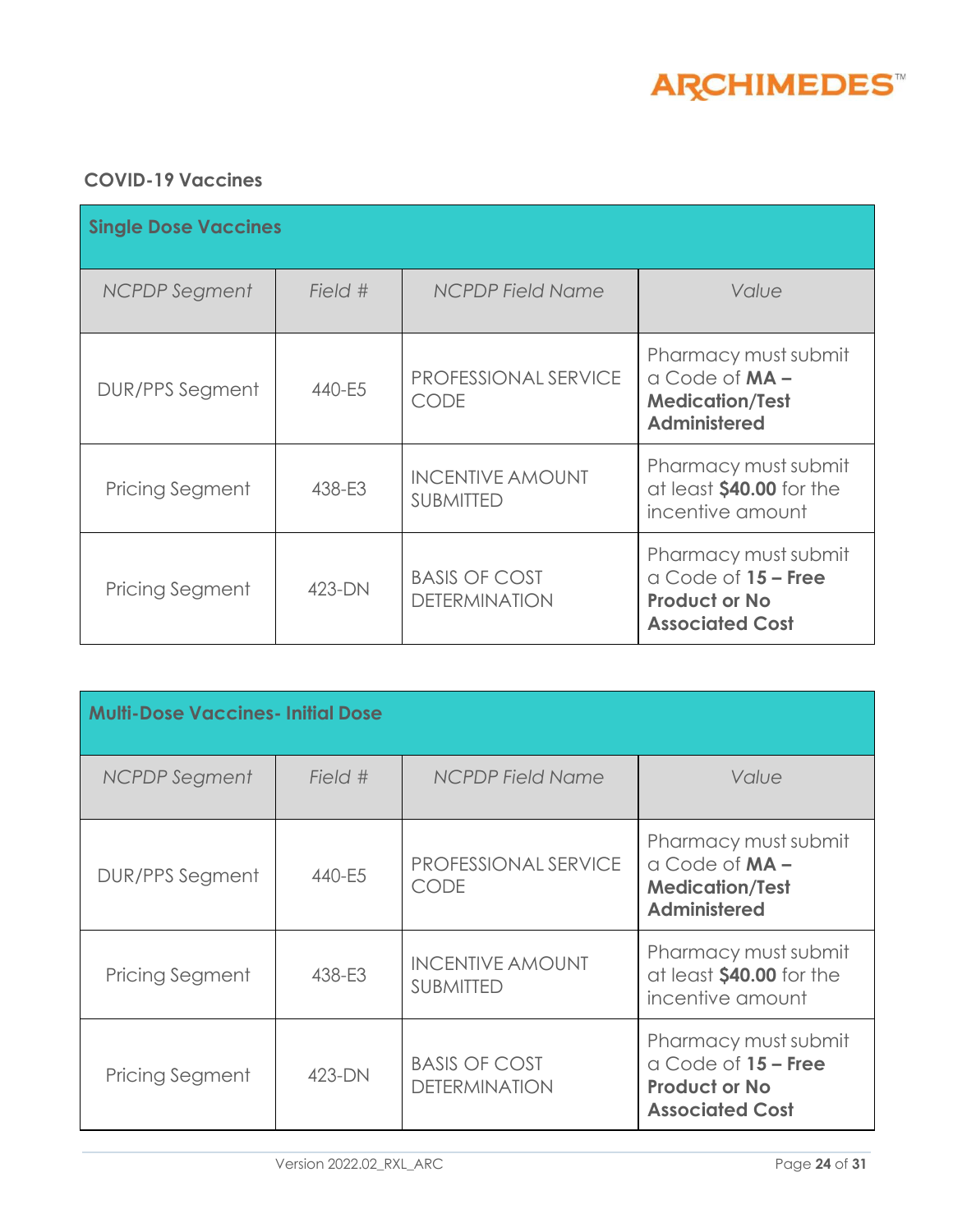## COVID-19 Vaccines

| Single Dose Vaccines | | | |
|---|---|---|---|
| *NCPDP Segment* | *Field #* | *NCPDP Field Name* | *Value* |
| DUR/PPS Segment | 440-E5 | PROFESSIONAL SERVICE CODE | Pharmacy must submit a Code of **MA – Medication/Test Administered** |
| Pricing Segment | 438-E3 | INCENTIVE AMOUNT SUBMITTED | Pharmacy must submit at least **$40.00** for the incentive amount |
| Pricing Segment | 423-DN | BASIS OF COST DETERMINATION | Pharmacy must submit a Code of **15 – Free Product or No Associated Cost** |

| Multi-Dose Vaccines- Initial Dose | | | |
|---|---|---|---|
| *NCPDP Segment* | *Field #* | *NCPDP Field Name* | *Value* |
| DUR/PPS Segment | 440-E5 | PROFESSIONAL SERVICE CODE | Pharmacy must submit a Code of **MA – Medication/Test Administered** |
| Pricing Segment | 438-E3 | INCENTIVE AMOUNT SUBMITTED | Pharmacy must submit at least **$40.00** for the incentive amount |
| Pricing Segment | 423-DN | BASIS OF COST DETERMINATION | Pharmacy must submit a Code of **15 – Free Product or No Associated Cost** |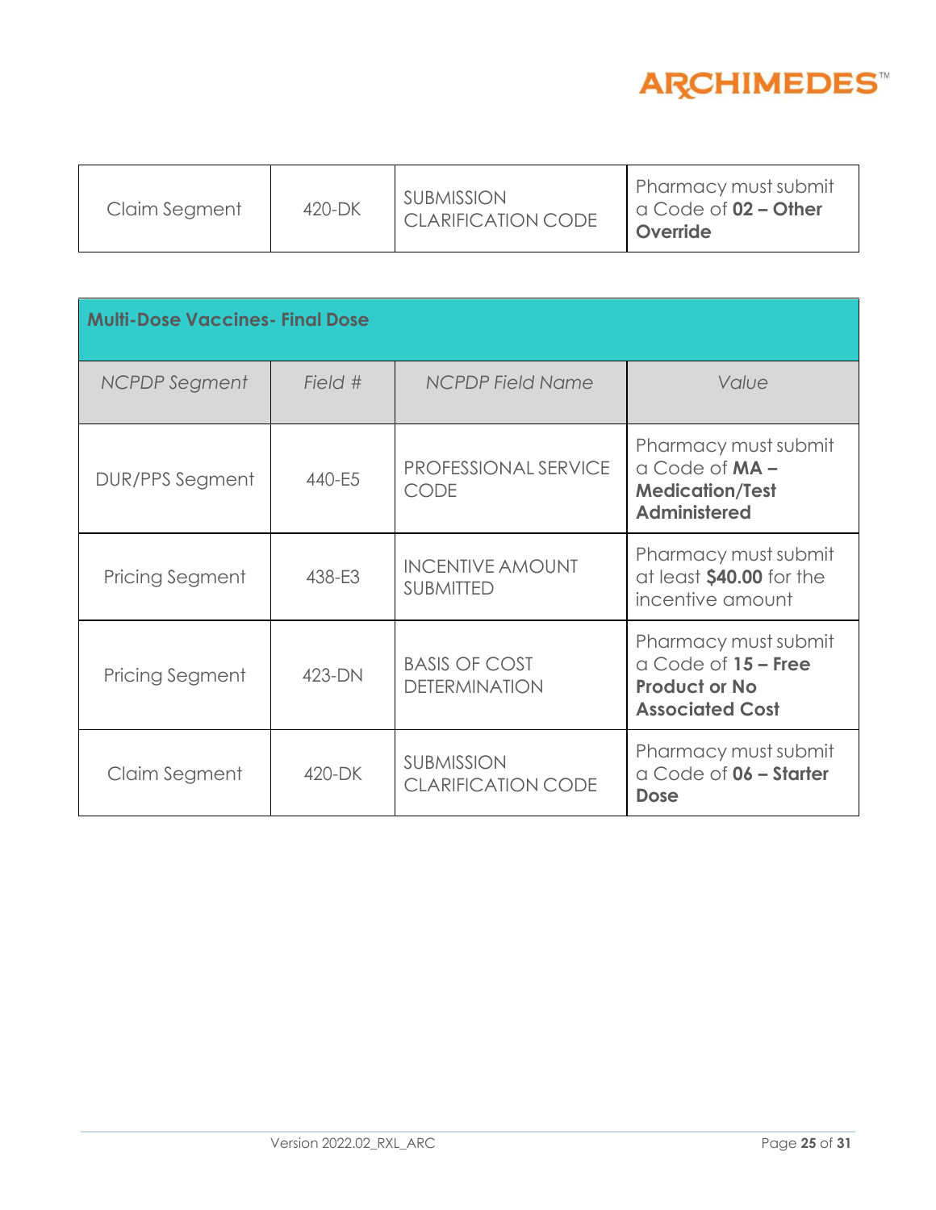| | | | |
|---|---|---|---|
| Claim Segment | 420-DK | SUBMISSION CLARIFICATION CODE | Pharmacy must submit a Code of **02 – Other Override** |

| **Multi-Dose Vaccines- Final Dose** | | | |
|---|---|---|---|
| *NCPDP Segment* | *Field #* | *NCPDP Field Name* | *Value* |
| DUR/PPS Segment | 440-E5 | PROFESSIONAL SERVICE CODE | Pharmacy must submit a Code of **MA – Medication/Test Administered** |
| Pricing Segment | 438-E3 | INCENTIVE AMOUNT SUBMITTED | Pharmacy must submit at least **$40.00** for the incentive amount |
| Pricing Segment | 423-DN | BASIS OF COST DETERMINATION | Pharmacy must submit a Code of **15 – Free Product or No Associated Cost** |
| Claim Segment | 420-DK | SUBMISSION CLARIFICATION CODE | Pharmacy must submit a Code of **06 – Starter Dose** |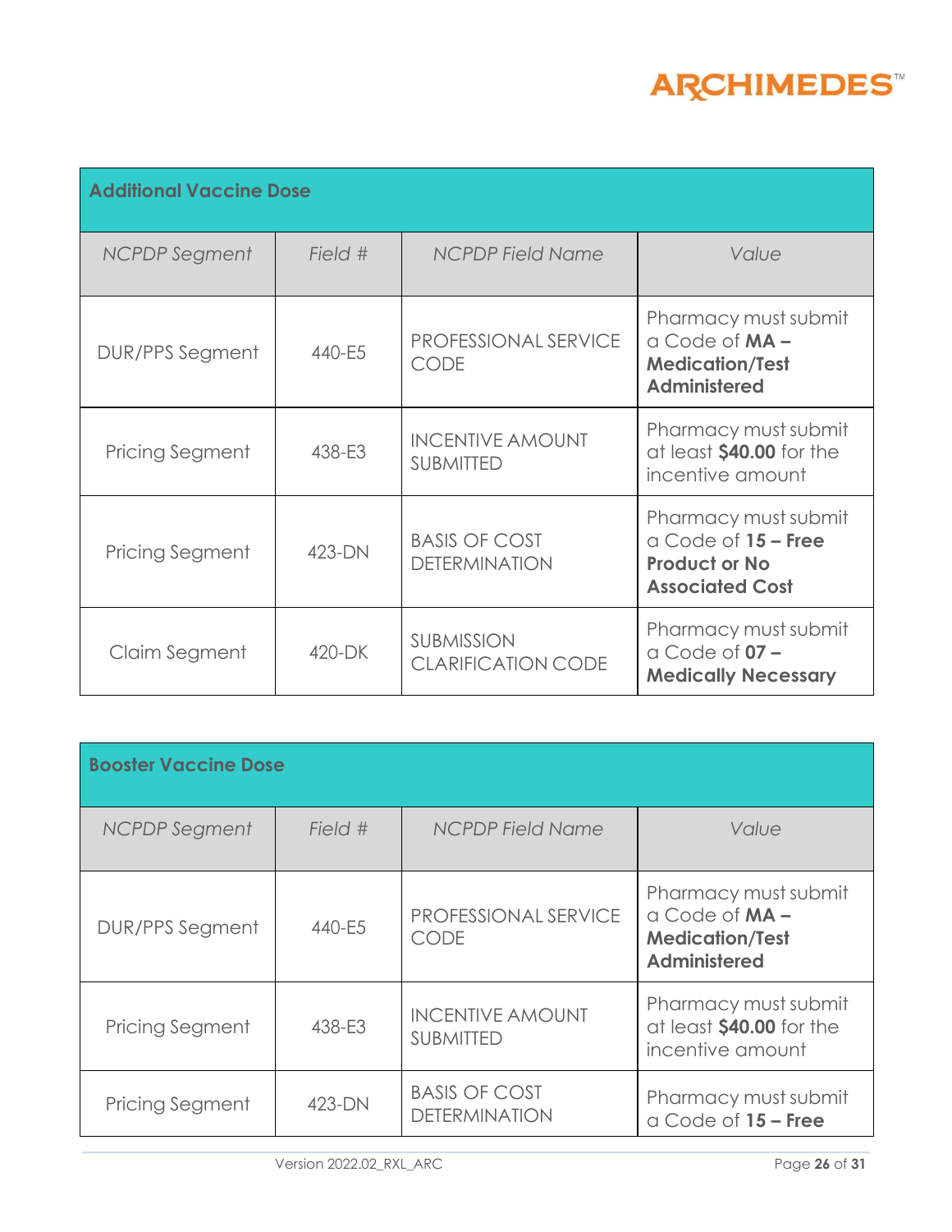| Additional Vaccine Dose | | | |
|---|---|---|---|
| *NCPDP Segment* | *Field #* | *NCPDP Field Name* | *Value* |
| DUR/PPS Segment | 440-E5 | PROFESSIONAL SERVICE CODE | Pharmacy must submit a Code of **MA – Medication/Test Administered** |
| Pricing Segment | 438-E3 | INCENTIVE AMOUNT SUBMITTED | Pharmacy must submit at least **$40.00** for the incentive amount |
| Pricing Segment | 423-DN | BASIS OF COST DETERMINATION | Pharmacy must submit a Code of **15 – Free Product or No Associated Cost** |
| Claim Segment | 420-DK | SUBMISSION CLARIFICATION CODE | Pharmacy must submit a Code of **07 – Medically Necessary** |

| Booster Vaccine Dose | | | |
|---|---|---|---|
| *NCPDP Segment* | *Field #* | *NCPDP Field Name* | *Value* |
| DUR/PPS Segment | 440-E5 | PROFESSIONAL SERVICE CODE | Pharmacy must submit a Code of **MA – Medication/Test Administered** |
| Pricing Segment | 438-E3 | INCENTIVE AMOUNT SUBMITTED | Pharmacy must submit at least **$40.00** for the incentive amount |
| Pricing Segment | 423-DN | BASIS OF COST DETERMINATION | Pharmacy must submit a Code of **15 – Free** |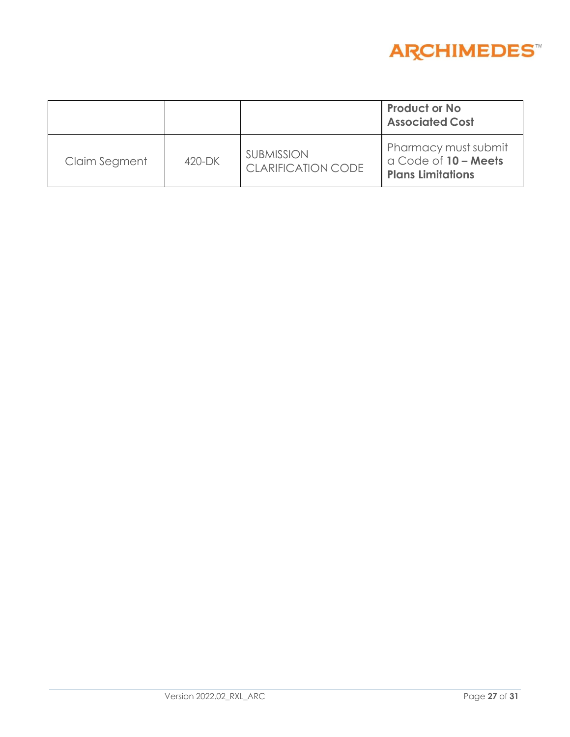| | | | **Product or No Associated Cost** |
|---|---|---|---|
| Claim Segment | 420-DK | SUBMISSION CLARIFICATION CODE | Pharmacy must submit a Code of **10 – Meets Plans Limitations** |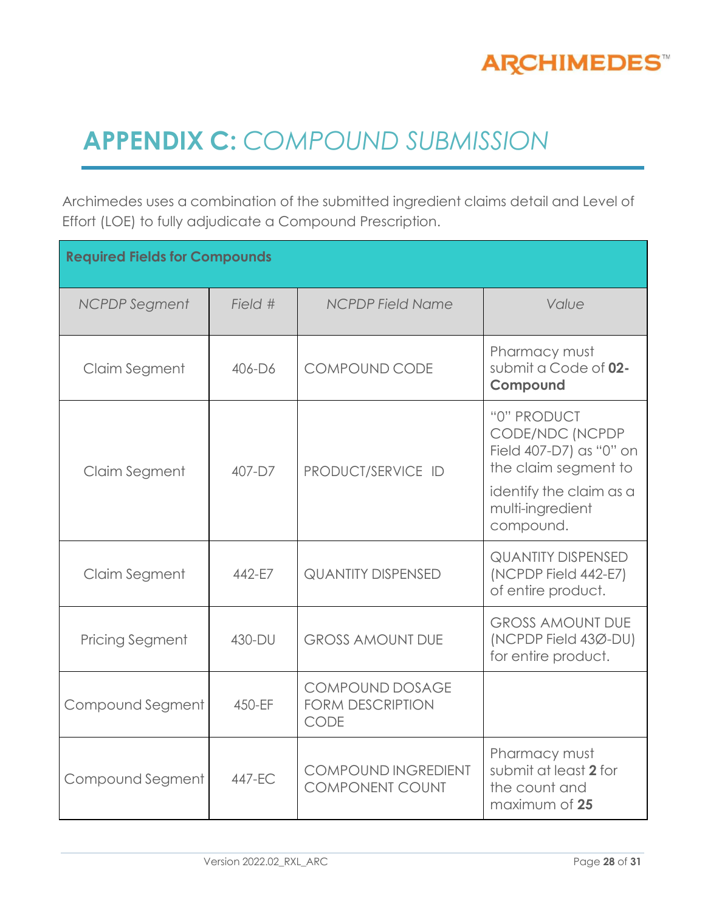# **APPENDIX C:** *COMPOUND SUBMISSION*

Archimedes uses a combination of the submitted ingredient claims detail and Level of Effort (LOE) to fully adjudicate a Compound Prescription.

| **Required Fields for Compounds** | | | |
|---|---|---|---|
| *NCPDP Segment* | *Field #* | *NCPDP Field Name* | *Value* |
| Claim Segment | 406-D6 | COMPOUND CODE | Pharmacy must submit a Code of **02-Compound** |
| Claim Segment | 407-D7 | PRODUCT/SERVICE ID | "0" PRODUCT CODE/NDC (NCPDP Field 407-D7) as "0" on the claim segment to identify the claim as a multi-ingredient compound. |
| Claim Segment | 442-E7 | QUANTITY DISPENSED | QUANTITY DISPENSED (NCPDP Field 442-E7) of entire product. |
| Pricing Segment | 430-DU | GROSS AMOUNT DUE | GROSS AMOUNT DUE (NCPDP Field 43Ø-DU) for entire product. |
| Compound Segment | 450-EF | COMPOUND DOSAGE FORM DESCRIPTION CODE | |
| Compound Segment | 447-EC | COMPOUND INGREDIENT COMPONENT COUNT | Pharmacy must submit at least **2** for the count and maximum of **25** |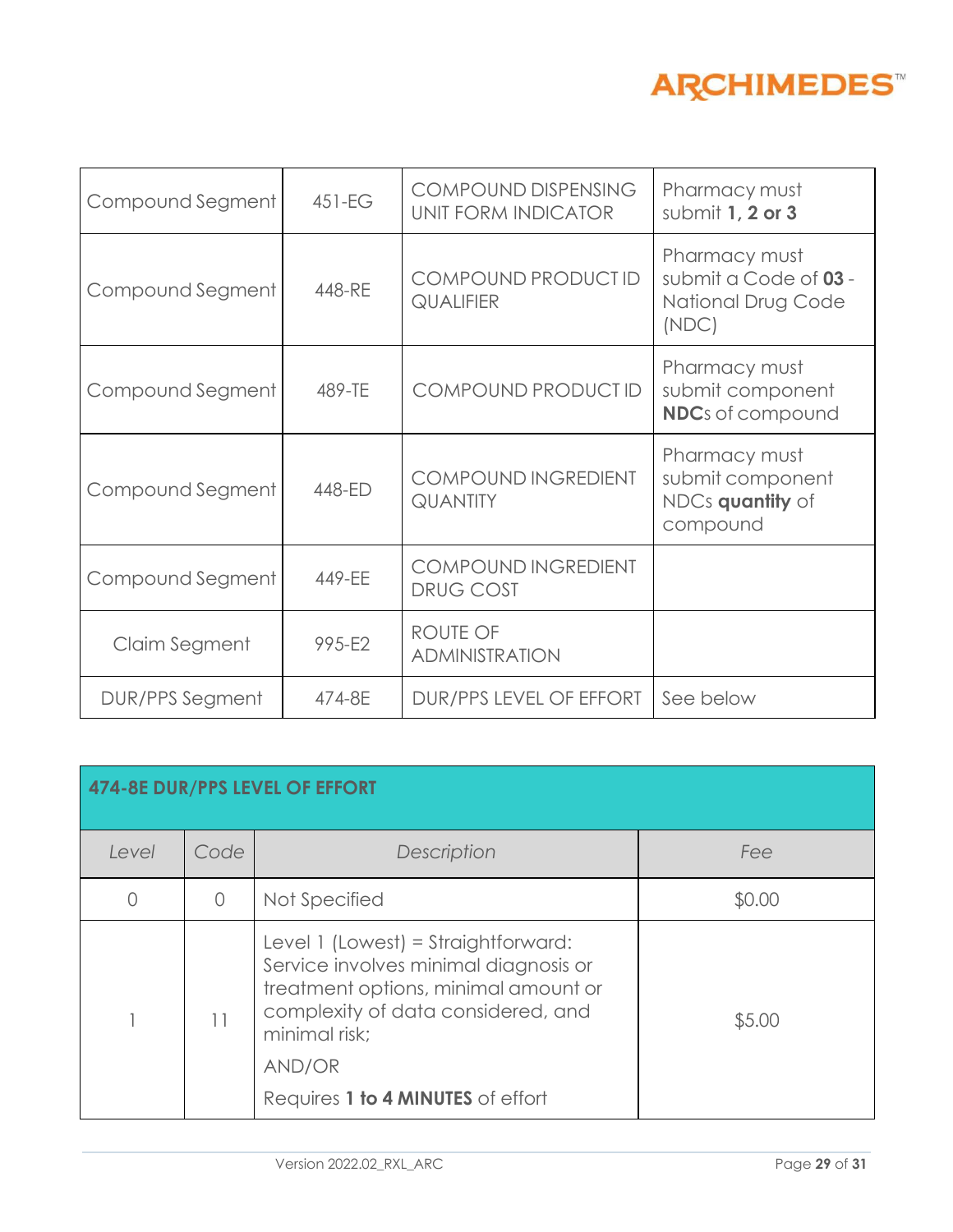| Compound Segment | 451-EG | COMPOUND DISPENSING UNIT FORM INDICATOR | Pharmacy must submit **1, 2 or 3** |
|---|---|---|---|
| Compound Segment | 448-RE | COMPOUND PRODUCT ID QUALIFIER | Pharmacy must submit a Code of **03** - National Drug Code (NDC) |
| Compound Segment | 489-TE | COMPOUND PRODUCT ID | Pharmacy must submit component **NDC**s of compound |
| Compound Segment | 448-ED | COMPOUND INGREDIENT QUANTITY | Pharmacy must submit component NDCs **quantity** of compound |
| Compound Segment | 449-EE | COMPOUND INGREDIENT DRUG COST | |
| Claim Segment | 995-E2 | ROUTE OF ADMINISTRATION | |
| DUR/PPS Segment | 474-8E | DUR/PPS LEVEL OF EFFORT | See below |

| **474-8E DUR/PPS LEVEL OF EFFORT** | | | |
|---|---|---|---|
| *Level* | *Code* | *Description* | *Fee* |
| 0 | 0 | Not Specified | $0.00 |
| 1 | 11 | Level 1 (Lowest) = Straightforward: Service involves minimal diagnosis or treatment options, minimal amount or complexity of data considered, and minimal risk;<br>AND/OR<br>Requires **1 to 4 MINUTES** of effort | $5.00 |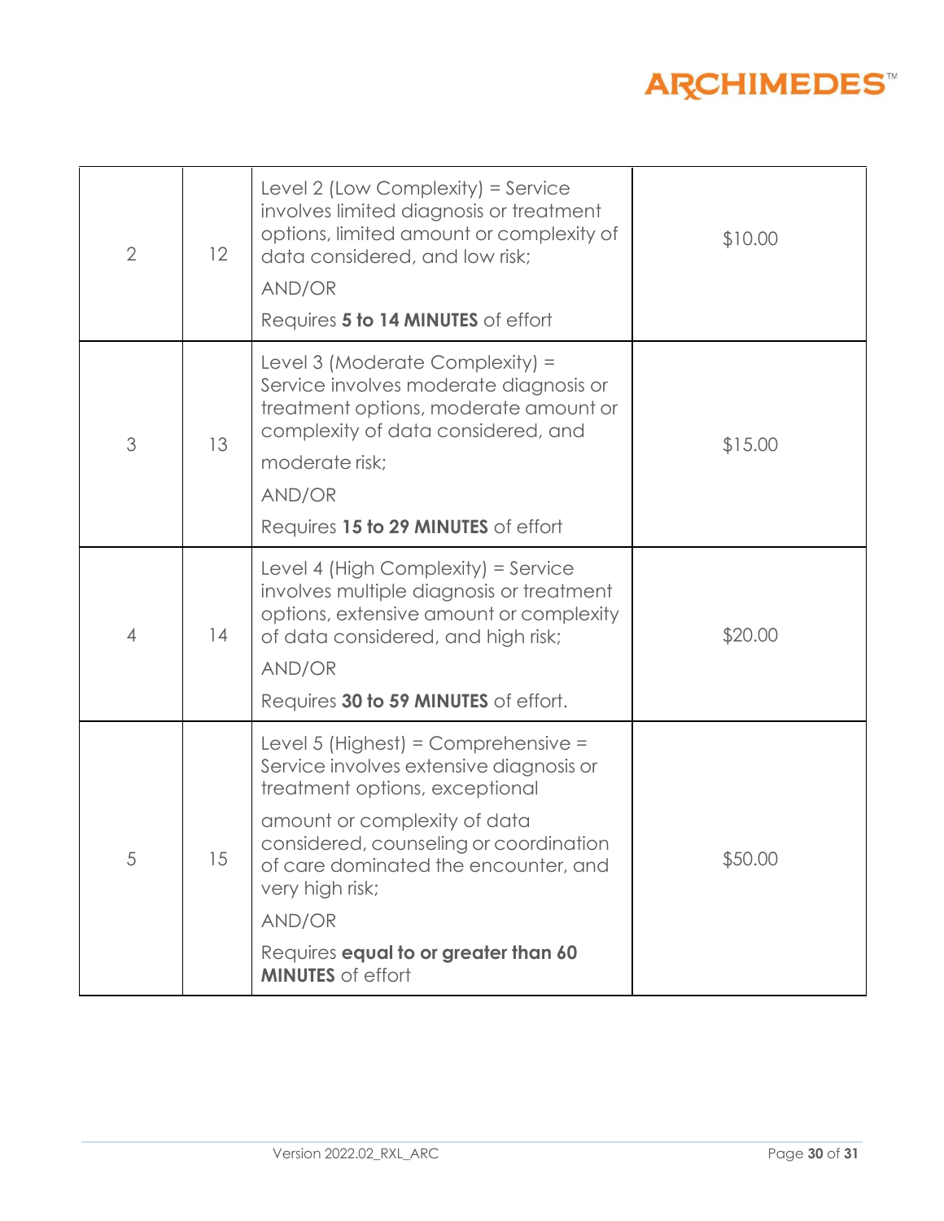| | | | |
|---|---|---|---|
| 2 | 12 | Level 2 (Low Complexity) = Service involves limited diagnosis or treatment options, limited amount or complexity of data considered, and low risk;<br>AND/OR<br>Requires **5 to 14 MINUTES** of effort | $10.00 |
| 3 | 13 | Level 3 (Moderate Complexity) = Service involves moderate diagnosis or treatment options, moderate amount or complexity of data considered, and moderate risk;<br>AND/OR<br>Requires **15 to 29 MINUTES** of effort | $15.00 |
| 4 | 14 | Level 4 (High Complexity) = Service involves multiple diagnosis or treatment options, extensive amount or complexity of data considered, and high risk;<br>AND/OR<br>Requires **30 to 59 MINUTES** of effort. | $20.00 |
| 5 | 15 | Level 5 (Highest) = Comprehensive = Service involves extensive diagnosis or treatment options, exceptional amount or complexity of data considered, counseling or coordination of care dominated the encounter, and very high risk;<br>AND/OR<br>Requires **equal to or greater than 60 MINUTES** of effort | $50.00 |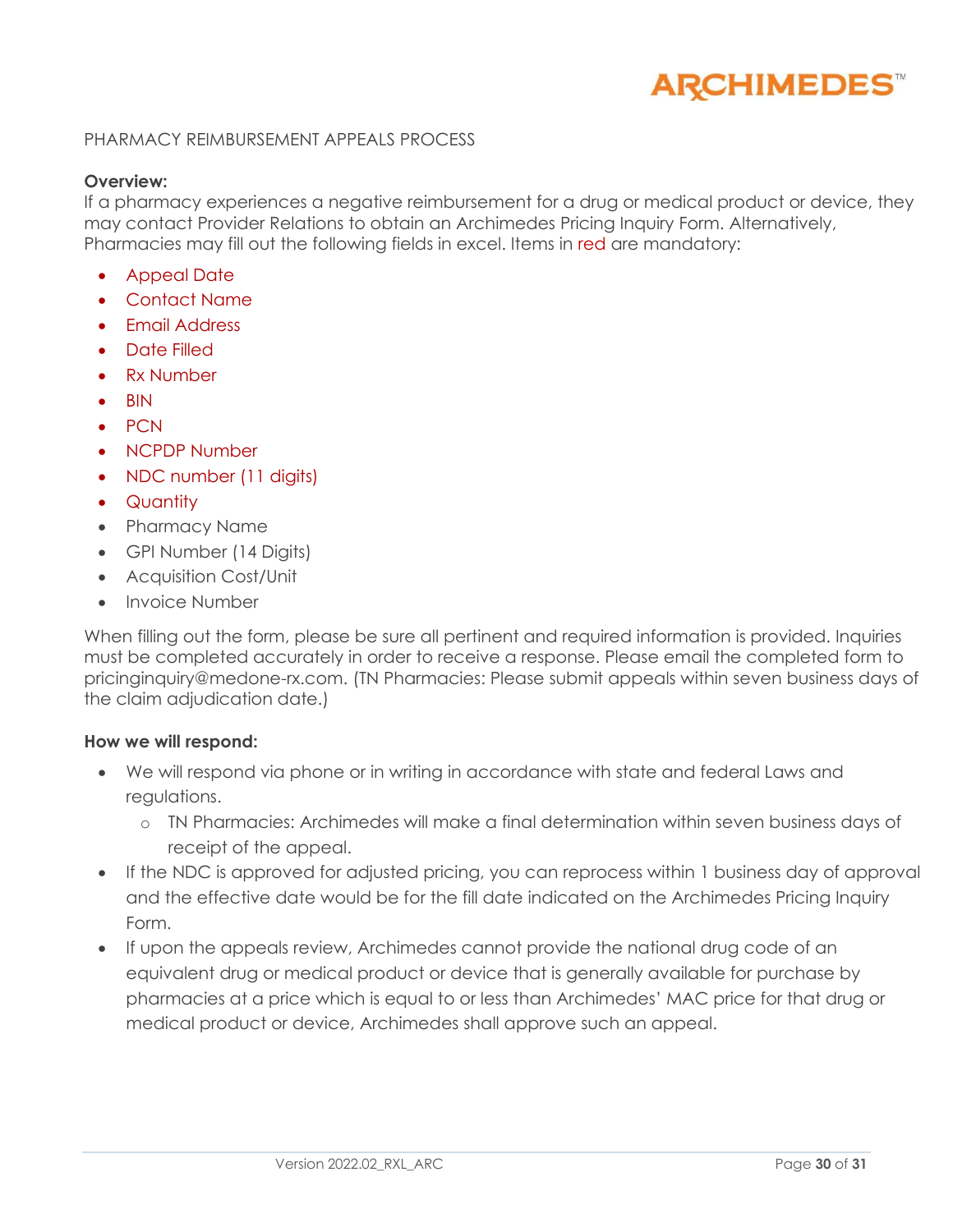PHARMACY REIMBURSEMENT APPEALS PROCESS

**Overview:**
If a pharmacy experiences a negative reimbursement for a drug or medical product or device, they may contact Provider Relations to obtain an Archimedes Pricing Inquiry Form. Alternatively, Pharmacies may fill out the following fields in excel. Items in red are mandatory:

- Appeal Date
- Contact Name
- Email Address
- Date Filled
- Rx Number
- BIN
- PCN
- NCPDP Number
- NDC number (11 digits)
- Quantity
- Pharmacy Name
- GPI Number (14 Digits)
- Acquisition Cost/Unit
- Invoice Number

When filling out the form, please be sure all pertinent and required information is provided. Inquiries must be completed accurately in order to receive a response. Please email the completed form to pricinginquiry@medone-rx.com. (TN Pharmacies: Please submit appeals within seven business days of the claim adjudication date.)

**How we will respond:**

- We will respond via phone or in writing in accordance with state and federal Laws and regulations.
  - TN Pharmacies: Archimedes will make a final determination within seven business days of receipt of the appeal.
- If the NDC is approved for adjusted pricing, you can reprocess within 1 business day of approval and the effective date would be for the fill date indicated on the Archimedes Pricing Inquiry Form.
- If upon the appeals review, Archimedes cannot provide the national drug code of an equivalent drug or medical product or device that is generally available for purchase by pharmacies at a price which is equal to or less than Archimedes' MAC price for that drug or medical product or device, Archimedes shall approve such an appeal.